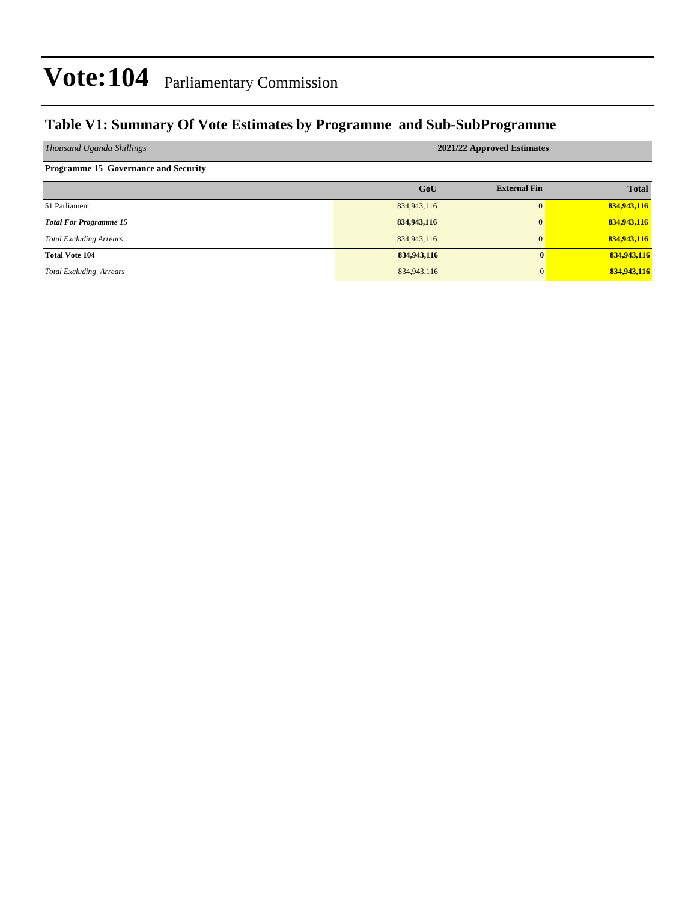# Vote:104 Parliamentary Commission

## Table V1: Summary Of Vote Estimates by Programme and Sub-SubProgramme

| *Thousand Uganda Shillings* | 2021/22 Approved Estimates | | |
|---|---|---|---|
| **Programme 15 Governance and Security** | | | |
| | **GoU** | **External Fin** | **Total** |
| 51 Parliament | 834,943,116 | 0 | **834,943,116** |
| ***Total For Programme 15*** | **834,943,116** | **0** | **834,943,116** |
| *Total Excluding Arrears* | 834,943,116 | 0 | **834,943,116** |
| **Total Vote 104** | **834,943,116** | **0** | **834,943,116** |
| *Total Excluding Arrears* | 834,943,116 | 0 | **834,943,116** |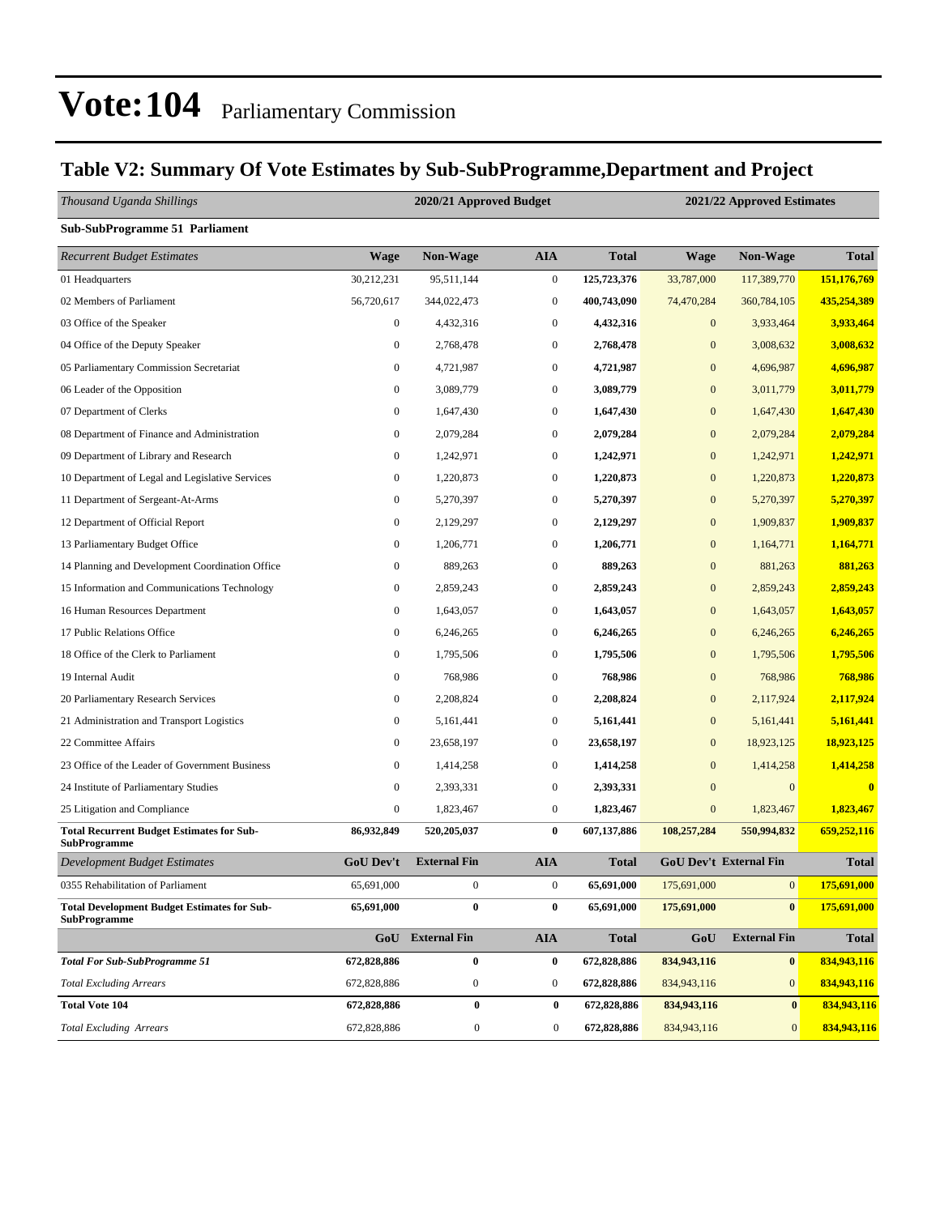# Vote:104 Parliamentary Commission

## Table V2: Summary Of Vote Estimates by Sub-SubProgramme,Department and Project

| *Thousand Uganda Shillings* | 2020/21 Approved Budget | | | | 2021/22 Approved Estimates | | |
|---|---|---|---|---|---|---|---|
| **Sub-SubProgramme 51 Parliament** | | | | | | | |
| *Recurrent Budget Estimates* | **Wage** | **Non-Wage** | **AIA** | **Total** | **Wage** | **Non-Wage** | **Total** |
| 01 Headquarters | 30,212,231 | 95,511,144 | 0 | **125,723,376** | 33,787,000 | 117,389,770 | **151,176,769** |
| 02 Members of Parliament | 56,720,617 | 344,022,473 | 0 | **400,743,090** | 74,470,284 | 360,784,105 | **435,254,389** |
| 03 Office of the Speaker | 0 | 4,432,316 | 0 | **4,432,316** | 0 | 3,933,464 | **3,933,464** |
| 04 Office of the Deputy Speaker | 0 | 2,768,478 | 0 | **2,768,478** | 0 | 3,008,632 | **3,008,632** |
| 05 Parliamentary Commission Secretariat | 0 | 4,721,987 | 0 | **4,721,987** | 0 | 4,696,987 | **4,696,987** |
| 06 Leader of the Opposition | 0 | 3,089,779 | 0 | **3,089,779** | 0 | 3,011,779 | **3,011,779** |
| 07 Department of Clerks | 0 | 1,647,430 | 0 | **1,647,430** | 0 | 1,647,430 | **1,647,430** |
| 08 Department of Finance and Administration | 0 | 2,079,284 | 0 | **2,079,284** | 0 | 2,079,284 | **2,079,284** |
| 09 Department of Library and Research | 0 | 1,242,971 | 0 | **1,242,971** | 0 | 1,242,971 | **1,242,971** |
| 10 Department of Legal and Legislative Services | 0 | 1,220,873 | 0 | **1,220,873** | 0 | 1,220,873 | **1,220,873** |
| 11 Department of Sergeant-At-Arms | 0 | 5,270,397 | 0 | **5,270,397** | 0 | 5,270,397 | **5,270,397** |
| 12 Department of Official Report | 0 | 2,129,297 | 0 | **2,129,297** | 0 | 1,909,837 | **1,909,837** |
| 13 Parliamentary Budget Office | 0 | 1,206,771 | 0 | **1,206,771** | 0 | 1,164,771 | **1,164,771** |
| 14 Planning and Development Coordination Office | 0 | 889,263 | 0 | **889,263** | 0 | 881,263 | **881,263** |
| 15 Information and Communications Technology | 0 | 2,859,243 | 0 | **2,859,243** | 0 | 2,859,243 | **2,859,243** |
| 16 Human Resources Department | 0 | 1,643,057 | 0 | **1,643,057** | 0 | 1,643,057 | **1,643,057** |
| 17 Public Relations Office | 0 | 6,246,265 | 0 | **6,246,265** | 0 | 6,246,265 | **6,246,265** |
| 18 Office of the Clerk to Parliament | 0 | 1,795,506 | 0 | **1,795,506** | 0 | 1,795,506 | **1,795,506** |
| 19 Internal Audit | 0 | 768,986 | 0 | **768,986** | 0 | 768,986 | **768,986** |
| 20 Parliamentary Research Services | 0 | 2,208,824 | 0 | **2,208,824** | 0 | 2,117,924 | **2,117,924** |
| 21 Administration and Transport Logistics | 0 | 5,161,441 | 0 | **5,161,441** | 0 | 5,161,441 | **5,161,441** |
| 22 Committee Affairs | 0 | 23,658,197 | 0 | **23,658,197** | 0 | 18,923,125 | **18,923,125** |
| 23 Office of the Leader of Government Business | 0 | 1,414,258 | 0 | **1,414,258** | 0 | 1,414,258 | **1,414,258** |
| 24 Institute of Parliamentary Studies | 0 | 2,393,331 | 0 | **2,393,331** | 0 | 0 | **0** |
| 25 Litigation and Compliance | 0 | 1,823,467 | 0 | **1,823,467** | 0 | 1,823,467 | **1,823,467** |
| **Total Recurrent Budget Estimates for Sub-SubProgramme** | **86,932,849** | **520,205,037** | **0** | **607,137,886** | **108,257,284** | **550,994,832** | **659,252,116** |
| *Development Budget Estimates* | **GoU Dev't** | **External Fin** | **AIA** | **Total** | **GoU Dev't** | **External Fin** | **Total** |
| 0355 Rehabilitation of Parliament | 65,691,000 | 0 | 0 | **65,691,000** | 175,691,000 | 0 | **175,691,000** |
| **Total Development Budget Estimates for Sub-SubProgramme** | **65,691,000** | **0** | **0** | **65,691,000** | **175,691,000** | **0** | **175,691,000** |
| | **GoU** | **External Fin** | **AIA** | **Total** | **GoU** | **External Fin** | **Total** |
| ***Total For Sub-SubProgramme 51*** | **672,828,886** | **0** | **0** | **672,828,886** | **834,943,116** | **0** | **834,943,116** |
| *Total Excluding Arrears* | 672,828,886 | 0 | 0 | **672,828,886** | 834,943,116 | 0 | **834,943,116** |
| **Total Vote 104** | **672,828,886** | **0** | **0** | **672,828,886** | **834,943,116** | **0** | **834,943,116** |
| *Total Excluding Arrears* | 672,828,886 | 0 | 0 | **672,828,886** | 834,943,116 | 0 | **834,943,116** |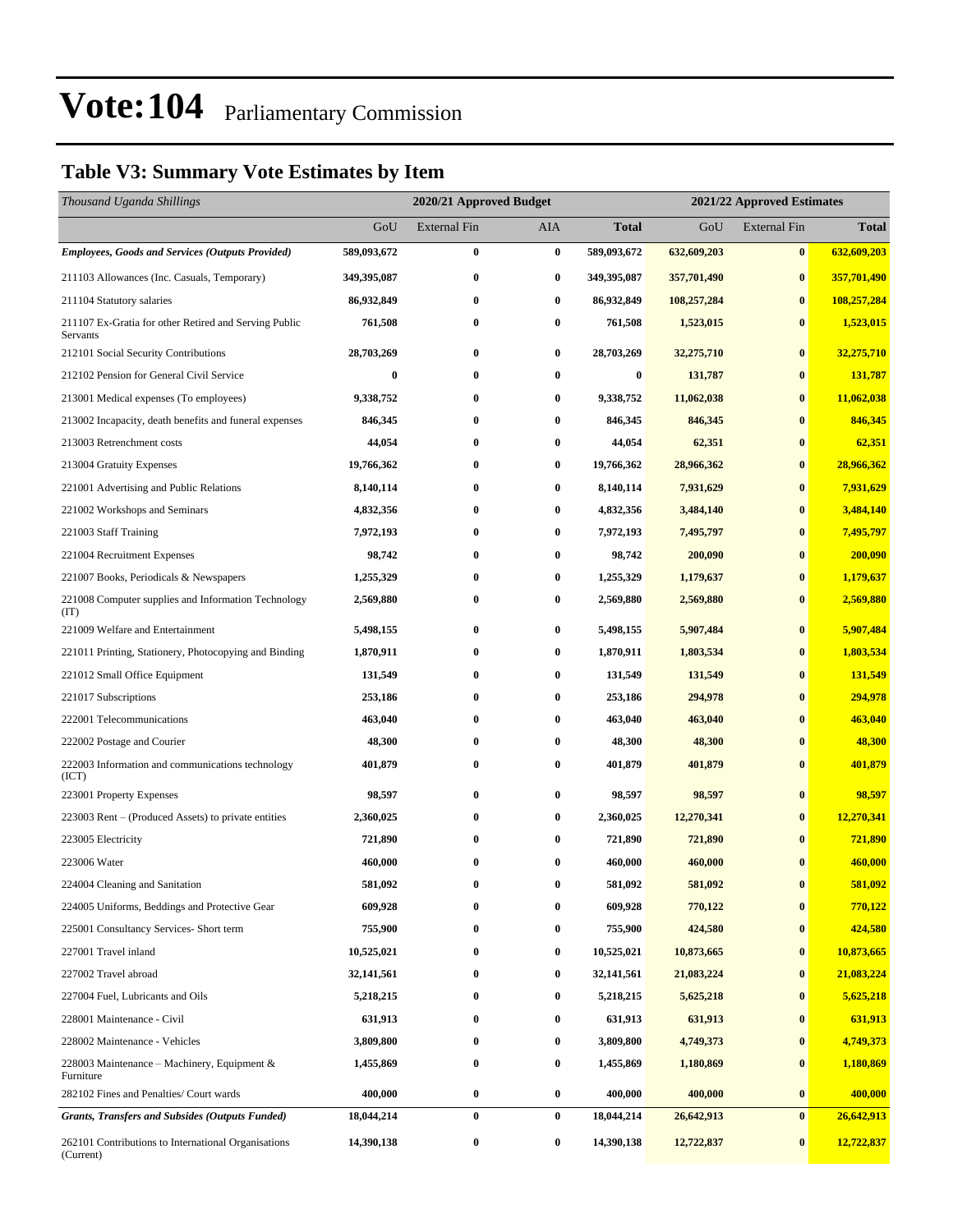# Vote:104 Parliamentary Commission

## Table V3: Summary Vote Estimates by Item

| *Thousand Uganda Shillings* | 2020/21 Approved Budget | | | | 2021/22 Approved Estimates | | |
|---|---|---|---|---|---|---|---|
| | GoU | External Fin | AIA | **Total** | GoU | External Fin | **Total** |
| ***Employees, Goods and Services (Outputs Provided)*** | **589,093,672** | **0** | **0** | **589,093,672** | **632,609,203** | **0** | **632,609,203** |
| 211103 Allowances (Inc. Casuals, Temporary) | **349,395,087** | **0** | **0** | **349,395,087** | **357,701,490** | **0** | **357,701,490** |
| 211104 Statutory salaries | **86,932,849** | **0** | **0** | **86,932,849** | **108,257,284** | **0** | **108,257,284** |
| 211107 Ex-Gratia for other Retired and Serving Public Servants | **761,508** | **0** | **0** | **761,508** | **1,523,015** | **0** | **1,523,015** |
| 212101 Social Security Contributions | **28,703,269** | **0** | **0** | **28,703,269** | **32,275,710** | **0** | **32,275,710** |
| 212102 Pension for General Civil Service | **0** | **0** | **0** | **0** | **131,787** | **0** | **131,787** |
| 213001 Medical expenses (To employees) | **9,338,752** | **0** | **0** | **9,338,752** | **11,062,038** | **0** | **11,062,038** |
| 213002 Incapacity, death benefits and funeral expenses | **846,345** | **0** | **0** | **846,345** | **846,345** | **0** | **846,345** |
| 213003 Retrenchment costs | **44,054** | **0** | **0** | **44,054** | **62,351** | **0** | **62,351** |
| 213004 Gratuity Expenses | **19,766,362** | **0** | **0** | **19,766,362** | **28,966,362** | **0** | **28,966,362** |
| 221001 Advertising and Public Relations | **8,140,114** | **0** | **0** | **8,140,114** | **7,931,629** | **0** | **7,931,629** |
| 221002 Workshops and Seminars | **4,832,356** | **0** | **0** | **4,832,356** | **3,484,140** | **0** | **3,484,140** |
| 221003 Staff Training | **7,972,193** | **0** | **0** | **7,972,193** | **7,495,797** | **0** | **7,495,797** |
| 221004 Recruitment Expenses | **98,742** | **0** | **0** | **98,742** | **200,090** | **0** | **200,090** |
| 221007 Books, Periodicals & Newspapers | **1,255,329** | **0** | **0** | **1,255,329** | **1,179,637** | **0** | **1,179,637** |
| 221008 Computer supplies and Information Technology (IT) | **2,569,880** | **0** | **0** | **2,569,880** | **2,569,880** | **0** | **2,569,880** |
| 221009 Welfare and Entertainment | **5,498,155** | **0** | **0** | **5,498,155** | **5,907,484** | **0** | **5,907,484** |
| 221011 Printing, Stationery, Photocopying and Binding | **1,870,911** | **0** | **0** | **1,870,911** | **1,803,534** | **0** | **1,803,534** |
| 221012 Small Office Equipment | **131,549** | **0** | **0** | **131,549** | **131,549** | **0** | **131,549** |
| 221017 Subscriptions | **253,186** | **0** | **0** | **253,186** | **294,978** | **0** | **294,978** |
| 222001 Telecommunications | **463,040** | **0** | **0** | **463,040** | **463,040** | **0** | **463,040** |
| 222002 Postage and Courier | **48,300** | **0** | **0** | **48,300** | **48,300** | **0** | **48,300** |
| 222003 Information and communications technology (ICT) | **401,879** | **0** | **0** | **401,879** | **401,879** | **0** | **401,879** |
| 223001 Property Expenses | **98,597** | **0** | **0** | **98,597** | **98,597** | **0** | **98,597** |
| 223003 Rent – (Produced Assets) to private entities | **2,360,025** | **0** | **0** | **2,360,025** | **12,270,341** | **0** | **12,270,341** |
| 223005 Electricity | **721,890** | **0** | **0** | **721,890** | **721,890** | **0** | **721,890** |
| 223006 Water | **460,000** | **0** | **0** | **460,000** | **460,000** | **0** | **460,000** |
| 224004 Cleaning and Sanitation | **581,092** | **0** | **0** | **581,092** | **581,092** | **0** | **581,092** |
| 224005 Uniforms, Beddings and Protective Gear | **609,928** | **0** | **0** | **609,928** | **770,122** | **0** | **770,122** |
| 225001 Consultancy Services- Short term | **755,900** | **0** | **0** | **755,900** | **424,580** | **0** | **424,580** |
| 227001 Travel inland | **10,525,021** | **0** | **0** | **10,525,021** | **10,873,665** | **0** | **10,873,665** |
| 227002 Travel abroad | **32,141,561** | **0** | **0** | **32,141,561** | **21,083,224** | **0** | **21,083,224** |
| 227004 Fuel, Lubricants and Oils | **5,218,215** | **0** | **0** | **5,218,215** | **5,625,218** | **0** | **5,625,218** |
| 228001 Maintenance - Civil | **631,913** | **0** | **0** | **631,913** | **631,913** | **0** | **631,913** |
| 228002 Maintenance - Vehicles | **3,809,800** | **0** | **0** | **3,809,800** | **4,749,373** | **0** | **4,749,373** |
| 228003 Maintenance – Machinery, Equipment & Furniture | **1,455,869** | **0** | **0** | **1,455,869** | **1,180,869** | **0** | **1,180,869** |
| 282102 Fines and Penalties/ Court wards | **400,000** | **0** | **0** | **400,000** | **400,000** | **0** | **400,000** |
| ***Grants, Transfers and Subsides (Outputs Funded)*** | **18,044,214** | **0** | **0** | **18,044,214** | **26,642,913** | **0** | **26,642,913** |
| 262101 Contributions to International Organisations (Current) | **14,390,138** | **0** | **0** | **14,390,138** | **12,722,837** | **0** | **12,722,837** |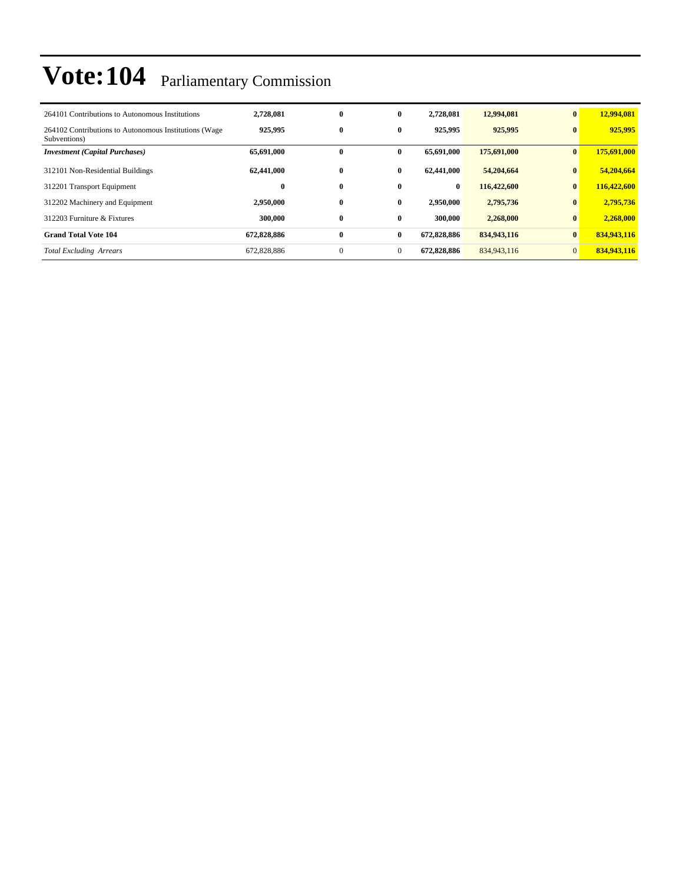# Vote:104 Parliamentary Commission

| | | | | | | | |
|---|---|---|---|---|---|---|---|
| 264101 Contributions to Autonomous Institutions | **2,728,081** | **0** | **0** | **2,728,081** | **12,994,081** | **0** | **12,994,081** |
| 264102 Contributions to Autonomous Institutions (Wage Subventions) | **925,995** | **0** | **0** | **925,995** | **925,995** | **0** | **925,995** |
| ***Investment (Capital Purchases)*** | **65,691,000** | **0** | **0** | **65,691,000** | **175,691,000** | **0** | **175,691,000** |
| 312101 Non-Residential Buildings | **62,441,000** | **0** | **0** | **62,441,000** | **54,204,664** | **0** | **54,204,664** |
| 312201 Transport Equipment | **0** | **0** | **0** | **0** | **116,422,600** | **0** | **116,422,600** |
| 312202 Machinery and Equipment | **2,950,000** | **0** | **0** | **2,950,000** | **2,795,736** | **0** | **2,795,736** |
| 312203 Furniture & Fixtures | **300,000** | **0** | **0** | **300,000** | **2,268,000** | **0** | **2,268,000** |
| **Grand Total Vote 104** | **672,828,886** | **0** | **0** | **672,828,886** | **834,943,116** | **0** | **834,943,116** |
| *Total Excluding Arrears* | 672,828,886 | 0 | 0 | **672,828,886** | 834,943,116 | 0 | **834,943,116** |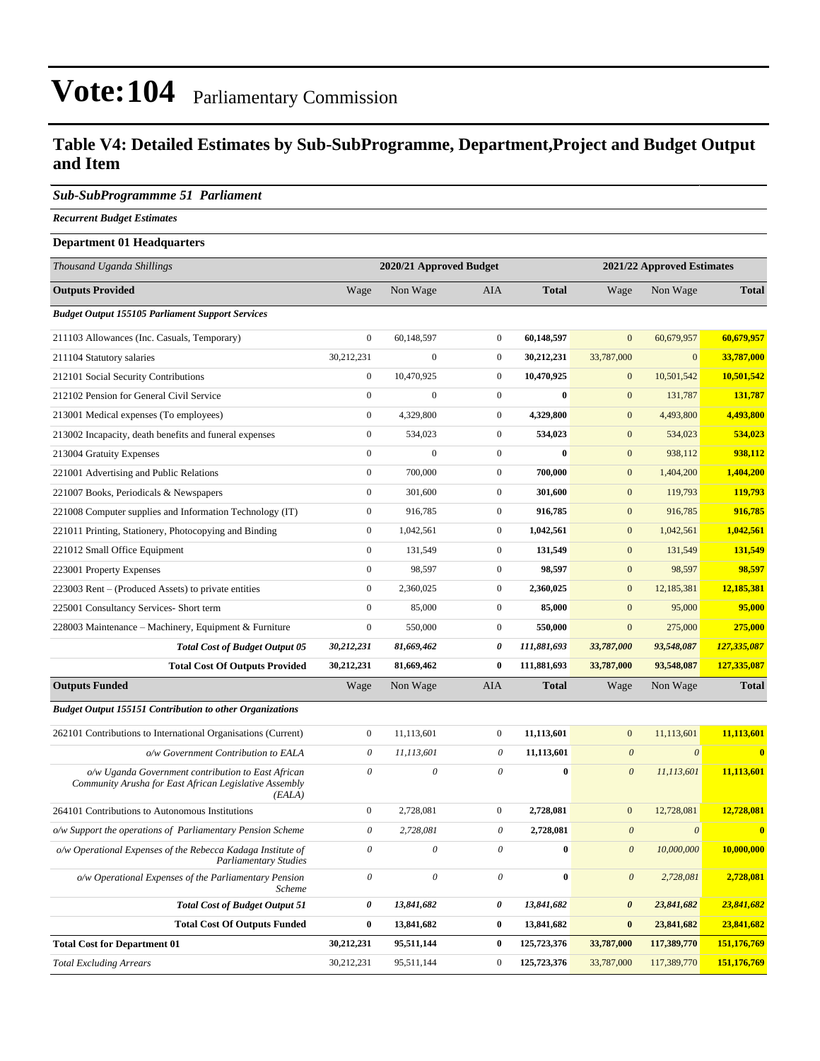# Vote:104 Parliamentary Commission

## Table V4: Detailed Estimates by Sub-SubProgramme, Department,Project and Budget Output and Item

### *Sub-SubProgrammme 51 Parliament*

***Recurrent Budget Estimates***

**Department 01 Headquarters**

| *Thousand Uganda Shillings* | 2020/21 Approved Budget | | | | 2021/22 Approved Estimates | | |
|---|---|---|---|---|---|---|---|
| **Outputs Provided** | Wage | Non Wage | AIA | **Total** | Wage | Non Wage | **Total** |
| ***Budget Output 155105 Parliament Support Services*** | | | | | | | |
| 211103 Allowances (Inc. Casuals, Temporary) | 0 | 60,148,597 | 0 | **60,148,597** | 0 | 60,679,957 | **60,679,957** |
| 211104 Statutory salaries | 30,212,231 | 0 | 0 | **30,212,231** | 33,787,000 | 0 | **33,787,000** |
| 212101 Social Security Contributions | 0 | 10,470,925 | 0 | **10,470,925** | 0 | 10,501,542 | **10,501,542** |
| 212102 Pension for General Civil Service | 0 | 0 | 0 | **0** | 0 | 131,787 | **131,787** |
| 213001 Medical expenses (To employees) | 0 | 4,329,800 | 0 | **4,329,800** | 0 | 4,493,800 | **4,493,800** |
| 213002 Incapacity, death benefits and funeral expenses | 0 | 534,023 | 0 | **534,023** | 0 | 534,023 | **534,023** |
| 213004 Gratuity Expenses | 0 | 0 | 0 | **0** | 0 | 938,112 | **938,112** |
| 221001 Advertising and Public Relations | 0 | 700,000 | 0 | **700,000** | 0 | 1,404,200 | **1,404,200** |
| 221007 Books, Periodicals & Newspapers | 0 | 301,600 | 0 | **301,600** | 0 | 119,793 | **119,793** |
| 221008 Computer supplies and Information Technology (IT) | 0 | 916,785 | 0 | **916,785** | 0 | 916,785 | **916,785** |
| 221011 Printing, Stationery, Photocopying and Binding | 0 | 1,042,561 | 0 | **1,042,561** | 0 | 1,042,561 | **1,042,561** |
| 221012 Small Office Equipment | 0 | 131,549 | 0 | **131,549** | 0 | 131,549 | **131,549** |
| 223001 Property Expenses | 0 | 98,597 | 0 | **98,597** | 0 | 98,597 | **98,597** |
| 223003 Rent – (Produced Assets) to private entities | 0 | 2,360,025 | 0 | **2,360,025** | 0 | 12,185,381 | **12,185,381** |
| 225001 Consultancy Services- Short term | 0 | 85,000 | 0 | **85,000** | 0 | 95,000 | **95,000** |
| 228003 Maintenance – Machinery, Equipment & Furniture | 0 | 550,000 | 0 | **550,000** | 0 | 275,000 | **275,000** |
| ***Total Cost of Budget Output 05*** | ***30,212,231*** | ***81,669,462*** | ***0*** | ***111,881,693*** | ***33,787,000*** | ***93,548,087*** | ***127,335,087*** |
| **Total Cost Of Outputs Provided** | **30,212,231** | **81,669,462** | **0** | **111,881,693** | **33,787,000** | **93,548,087** | **127,335,087** |
| **Outputs Funded** | Wage | Non Wage | AIA | **Total** | Wage | Non Wage | **Total** |
| ***Budget Output 155151 Contribution to other Organizations*** | | | | | | | |
| 262101 Contributions to International Organisations (Current) | 0 | 11,113,601 | 0 | **11,113,601** | 0 | 11,113,601 | **11,113,601** |
| *o/w Government Contribution to EALA* | *0* | *11,113,601* | *0* | **11,113,601** | *0* | *0* | **0** |
| *o/w Uganda Government contribution to East African Community Arusha for East African Legislative Assembly (EALA)* | *0* | *0* | *0* | **0** | *0* | *11,113,601* | **11,113,601** |
| 264101 Contributions to Autonomous Institutions | 0 | 2,728,081 | 0 | **2,728,081** | 0 | 12,728,081 | **12,728,081** |
| *o/w Support the operations of Parliamentary Pension Scheme* | *0* | *2,728,081* | *0* | **2,728,081** | *0* | *0* | **0** |
| *o/w Operational Expenses of the Rebecca Kadaga Institute of Parliamentary Studies* | *0* | *0* | *0* | **0** | *0* | *10,000,000* | **10,000,000** |
| *o/w Operational Expenses of the Parliamentary Pension Scheme* | *0* | *0* | *0* | **0** | *0* | *2,728,081* | **2,728,081** |
| ***Total Cost of Budget Output 51*** | ***0*** | ***13,841,682*** | ***0*** | ***13,841,682*** | ***0*** | ***23,841,682*** | ***23,841,682*** |
| **Total Cost Of Outputs Funded** | **0** | **13,841,682** | **0** | **13,841,682** | **0** | **23,841,682** | **23,841,682** |
| **Total Cost for Department 01** | **30,212,231** | **95,511,144** | **0** | **125,723,376** | **33,787,000** | **117,389,770** | **151,176,769** |
| *Total Excluding Arrears* | 30,212,231 | 95,511,144 | 0 | **125,723,376** | 33,787,000 | 117,389,770 | **151,176,769** |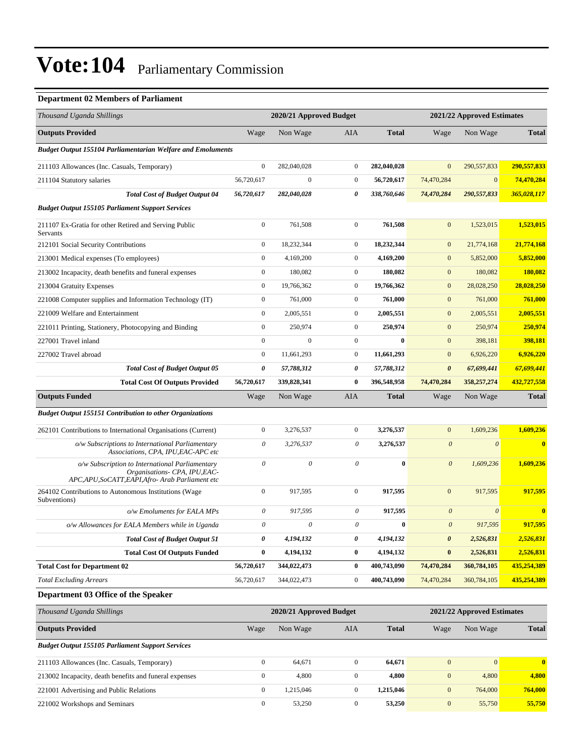# Vote:104 Parliamentary Commission

**Department 02 Members of Parliament**

| *Thousand Uganda Shillings* | 2020/21 Approved Budget | | | | 2021/22 Approved Estimates | | |
|---|---|---|---|---|---|---|---|
| **Outputs Provided** | Wage | Non Wage | AIA | **Total** | Wage | Non Wage | **Total** |
| ***Budget Output 155104 Parliamentarian Welfare and Emoluments*** | | | | | | | |
| 211103 Allowances (Inc. Casuals, Temporary) | 0 | 282,040,028 | 0 | **282,040,028** | 0 | 290,557,833 | **290,557,833** |
| 211104 Statutory salaries | 56,720,617 | 0 | 0 | **56,720,617** | 74,470,284 | 0 | **74,470,284** |
| ***Total Cost of Budget Output 04*** | ***56,720,617*** | ***282,040,028*** | ***0*** | ***338,760,646*** | ***74,470,284*** | ***290,557,833*** | ***365,028,117*** |
| ***Budget Output 155105 Parliament Support Services*** | | | | | | | |
| 211107 Ex-Gratia for other Retired and Serving Public Servants | 0 | 761,508 | 0 | **761,508** | 0 | 1,523,015 | **1,523,015** |
| 212101 Social Security Contributions | 0 | 18,232,344 | 0 | **18,232,344** | 0 | 21,774,168 | **21,774,168** |
| 213001 Medical expenses (To employees) | 0 | 4,169,200 | 0 | **4,169,200** | 0 | 5,852,000 | **5,852,000** |
| 213002 Incapacity, death benefits and funeral expenses | 0 | 180,082 | 0 | **180,082** | 0 | 180,082 | **180,082** |
| 213004 Gratuity Expenses | 0 | 19,766,362 | 0 | **19,766,362** | 0 | 28,028,250 | **28,028,250** |
| 221008 Computer supplies and Information Technology (IT) | 0 | 761,000 | 0 | **761,000** | 0 | 761,000 | **761,000** |
| 221009 Welfare and Entertainment | 0 | 2,005,551 | 0 | **2,005,551** | 0 | 2,005,551 | **2,005,551** |
| 221011 Printing, Stationery, Photocopying and Binding | 0 | 250,974 | 0 | **250,974** | 0 | 250,974 | **250,974** |
| 227001 Travel inland | 0 | 0 | 0 | **0** | 0 | 398,181 | **398,181** |
| 227002 Travel abroad | 0 | 11,661,293 | 0 | **11,661,293** | 0 | 6,926,220 | **6,926,220** |
| ***Total Cost of Budget Output 05*** | ***0*** | ***57,788,312*** | ***0*** | ***57,788,312*** | ***0*** | ***67,699,441*** | ***67,699,441*** |
| **Total Cost Of Outputs Provided** | **56,720,617** | **339,828,341** | **0** | **396,548,958** | **74,470,284** | **358,257,274** | **432,727,558** |
| **Outputs Funded** | Wage | Non Wage | AIA | **Total** | Wage | Non Wage | **Total** |
| ***Budget Output 155151 Contribution to other Organizations*** | | | | | | | |
| 262101 Contributions to International Organisations (Current) | 0 | 3,276,537 | 0 | **3,276,537** | 0 | 1,609,236 | **1,609,236** |
| *o/w Subscriptions to International Parliamentary Associations, CPA, IPU,EAC-APC etc* | *0* | *3,276,537* | *0* | **3,276,537** | *0* | *0* | **0** |
| *o/w Subscription to International Parliamentary Organisations- CPA, IPU,EAC-APC,APU,SoCATT,EAPI,Afro- Arab Parliament etc* | *0* | *0* | *0* | **0** | *0* | *1,609,236* | **1,609,236** |
| 264102 Contributions to Autonomous Institutions (Wage Subventions) | 0 | 917,595 | 0 | **917,595** | 0 | 917,595 | **917,595** |
| *o/w Emoluments for EALA MPs* | *0* | *917,595* | *0* | **917,595** | *0* | *0* | **0** |
| *o/w Allowances for EALA Members while in Uganda* | *0* | *0* | *0* | **0** | *0* | *917,595* | **917,595** |
| ***Total Cost of Budget Output 51*** | ***0*** | ***4,194,132*** | ***0*** | ***4,194,132*** | ***0*** | ***2,526,831*** | ***2,526,831*** |
| **Total Cost Of Outputs Funded** | **0** | **4,194,132** | **0** | **4,194,132** | **0** | **2,526,831** | **2,526,831** |
| **Total Cost for Department 02** | **56,720,617** | **344,022,473** | **0** | **400,743,090** | **74,470,284** | **360,784,105** | **435,254,389** |
| *Total Excluding Arrears* | 56,720,617 | 344,022,473 | 0 | **400,743,090** | 74,470,284 | 360,784,105 | **435,254,389** |

**Department 03 Office of the Speaker**

| *Thousand Uganda Shillings* | 2020/21 Approved Budget | | | | 2021/22 Approved Estimates | | |
|---|---|---|---|---|---|---|---|
| **Outputs Provided** | Wage | Non Wage | AIA | **Total** | Wage | Non Wage | **Total** |
| ***Budget Output 155105 Parliament Support Services*** | | | | | | | |
| 211103 Allowances (Inc. Casuals, Temporary) | 0 | 64,671 | 0 | **64,671** | 0 | 0 | **0** |
| 213002 Incapacity, death benefits and funeral expenses | 0 | 4,800 | 0 | **4,800** | 0 | 4,800 | **4,800** |
| 221001 Advertising and Public Relations | 0 | 1,215,046 | 0 | **1,215,046** | 0 | 764,000 | **764,000** |
| 221002 Workshops and Seminars | 0 | 53,250 | 0 | **53,250** | 0 | 55,750 | **55,750** |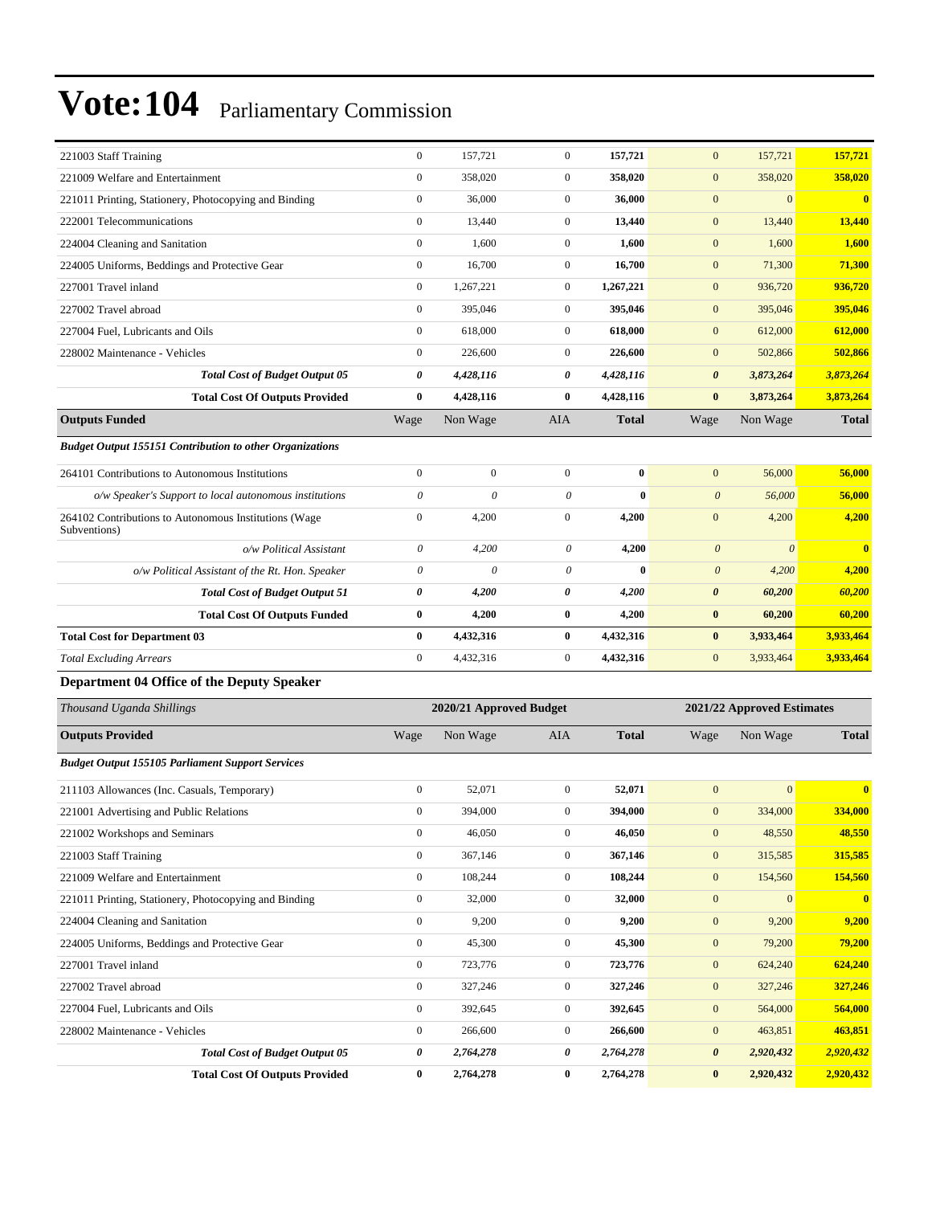# Vote:104 Parliamentary Commission

| | Wage | Non Wage | AIA | Total | Wage | Non Wage | Total |
|---|---|---|---|---|---|---|---|
| 221003 Staff Training | 0 | 157,721 | 0 | **157,721** | 0 | 157,721 | **157,721** |
| 221009 Welfare and Entertainment | 0 | 358,020 | 0 | **358,020** | 0 | 358,020 | **358,020** |
| 221011 Printing, Stationery, Photocopying and Binding | 0 | 36,000 | 0 | **36,000** | 0 | 0 | **0** |
| 222001 Telecommunications | 0 | 13,440 | 0 | **13,440** | 0 | 13,440 | **13,440** |
| 224004 Cleaning and Sanitation | 0 | 1,600 | 0 | **1,600** | 0 | 1,600 | **1,600** |
| 224005 Uniforms, Beddings and Protective Gear | 0 | 16,700 | 0 | **16,700** | 0 | 71,300 | **71,300** |
| 227001 Travel inland | 0 | 1,267,221 | 0 | **1,267,221** | 0 | 936,720 | **936,720** |
| 227002 Travel abroad | 0 | 395,046 | 0 | **395,046** | 0 | 395,046 | **395,046** |
| 227004 Fuel, Lubricants and Oils | 0 | 618,000 | 0 | **618,000** | 0 | 612,000 | **612,000** |
| 228002 Maintenance - Vehicles | 0 | 226,600 | 0 | **226,600** | 0 | 502,866 | **502,866** |
| ***Total Cost of Budget Output 05*** | ***0*** | ***4,428,116*** | ***0*** | ***4,428,116*** | ***0*** | ***3,873,264*** | ***3,873,264*** |
| **Total Cost Of Outputs Provided** | **0** | **4,428,116** | **0** | **4,428,116** | **0** | **3,873,264** | **3,873,264** |
| **Outputs Funded** | Wage | Non Wage | AIA | **Total** | Wage | Non Wage | **Total** |
| ***Budget Output 155151 Contribution to other Organizations*** | | | | | | | |
| 264101 Contributions to Autonomous Institutions | 0 | 0 | 0 | **0** | 0 | 56,000 | **56,000** |
| *o/w Speaker's Support to local autonomous institutions* | *0* | *0* | *0* | **0** | *0* | *56,000* | **56,000** |
| 264102 Contributions to Autonomous Institutions (Wage Subventions) | 0 | 4,200 | 0 | **4,200** | 0 | 4,200 | **4,200** |
| *o/w Political Assistant* | *0* | *4,200* | *0* | **4,200** | *0* | *0* | **0** |
| *o/w Political Assistant of the Rt. Hon. Speaker* | *0* | *0* | *0* | **0** | *0* | *4,200* | **4,200** |
| ***Total Cost of Budget Output 51*** | ***0*** | ***4,200*** | ***0*** | ***4,200*** | ***0*** | ***60,200*** | ***60,200*** |
| **Total Cost Of Outputs Funded** | **0** | **4,200** | **0** | **4,200** | **0** | **60,200** | **60,200** |
| **Total Cost for Department 03** | **0** | **4,432,316** | **0** | **4,432,316** | **0** | **3,933,464** | **3,933,464** |
| *Total Excluding Arrears* | 0 | 4,432,316 | 0 | **4,432,316** | 0 | 3,933,464 | **3,933,464** |

### Department 04 Office of the Deputy Speaker

| *Thousand Uganda Shillings* | 2020/21 Approved Budget | | | | 2021/22 Approved Estimates | | |
|---|---|---|---|---|---|---|---|
| **Outputs Provided** | Wage | Non Wage | AIA | **Total** | Wage | Non Wage | **Total** |
| ***Budget Output 155105 Parliament Support Services*** | | | | | | | |
| 211103 Allowances (Inc. Casuals, Temporary) | 0 | 52,071 | 0 | **52,071** | 0 | 0 | **0** |
| 221001 Advertising and Public Relations | 0 | 394,000 | 0 | **394,000** | 0 | 334,000 | **334,000** |
| 221002 Workshops and Seminars | 0 | 46,050 | 0 | **46,050** | 0 | 48,550 | **48,550** |
| 221003 Staff Training | 0 | 367,146 | 0 | **367,146** | 0 | 315,585 | **315,585** |
| 221009 Welfare and Entertainment | 0 | 108,244 | 0 | **108,244** | 0 | 154,560 | **154,560** |
| 221011 Printing, Stationery, Photocopying and Binding | 0 | 32,000 | 0 | **32,000** | 0 | 0 | **0** |
| 224004 Cleaning and Sanitation | 0 | 9,200 | 0 | **9,200** | 0 | 9,200 | **9,200** |
| 224005 Uniforms, Beddings and Protective Gear | 0 | 45,300 | 0 | **45,300** | 0 | 79,200 | **79,200** |
| 227001 Travel inland | 0 | 723,776 | 0 | **723,776** | 0 | 624,240 | **624,240** |
| 227002 Travel abroad | 0 | 327,246 | 0 | **327,246** | 0 | 327,246 | **327,246** |
| 227004 Fuel, Lubricants and Oils | 0 | 392,645 | 0 | **392,645** | 0 | 564,000 | **564,000** |
| 228002 Maintenance - Vehicles | 0 | 266,600 | 0 | **266,600** | 0 | 463,851 | **463,851** |
| ***Total Cost of Budget Output 05*** | ***0*** | ***2,764,278*** | ***0*** | ***2,764,278*** | ***0*** | ***2,920,432*** | ***2,920,432*** |
| **Total Cost Of Outputs Provided** | **0** | **2,764,278** | **0** | **2,764,278** | **0** | **2,920,432** | **2,920,432** |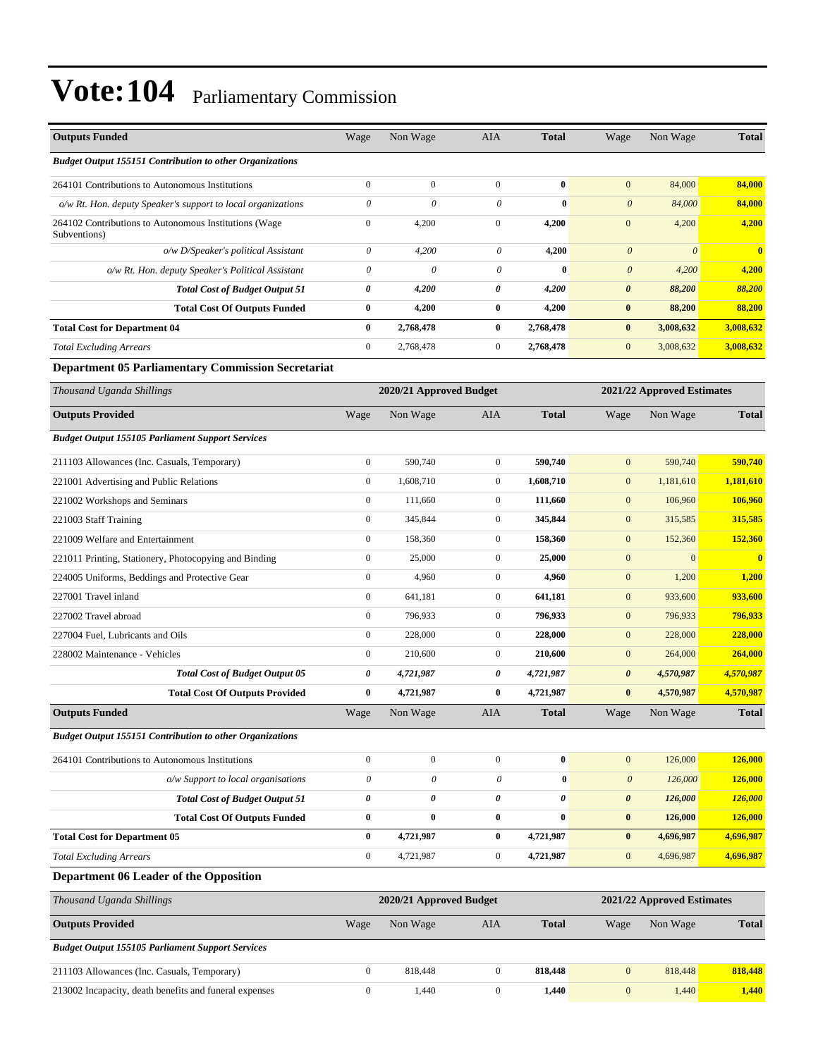# Vote:104 Parliamentary Commission

| Outputs Funded | Wage | Non Wage | AIA | Total | Wage | Non Wage | Total |
|---|---|---|---|---|---|---|---|
| ***Budget Output 155151 Contribution to other Organizations*** | | | | | | | |
| 264101 Contributions to Autonomous Institutions | 0 | 0 | 0 | **0** | 0 | 84,000 | **84,000** |
| *o/w Rt. Hon. deputy Speaker's support to local organizations* | *0* | *0* | *0* | **0** | *0* | *84,000* | **84,000** |
| 264102 Contributions to Autonomous Institutions (Wage Subventions) | 0 | 4,200 | 0 | **4,200** | 0 | 4,200 | **4,200** |
| *o/w D/Speaker's political Assistant* | *0* | *4,200* | *0* | **4,200** | *0* | *0* | **0** |
| *o/w Rt. Hon. deputy Speaker's Political Assistant* | *0* | *0* | *0* | **0** | *0* | *4,200* | **4,200** |
| ***Total Cost of Budget Output 51*** | ***0*** | ***4,200*** | ***0*** | ***4,200*** | ***0*** | ***88,200*** | ***88,200*** |
| **Total Cost Of Outputs Funded** | **0** | **4,200** | **0** | **4,200** | **0** | **88,200** | **88,200** |
| **Total Cost for Department 04** | **0** | **2,768,478** | **0** | **2,768,478** | **0** | **3,008,632** | **3,008,632** |
| *Total Excluding Arrears* | 0 | 2,768,478 | 0 | **2,768,478** | 0 | 3,008,632 | **3,008,632** |

### Department 05 Parliamentary Commission Secretariat

| *Thousand Uganda Shillings* | 2020/21 Approved Budget | | | | 2021/22 Approved Estimates | | |
|---|---|---|---|---|---|---|---|
| **Outputs Provided** | Wage | Non Wage | AIA | Total | Wage | Non Wage | Total |
| ***Budget Output 155105 Parliament Support Services*** | | | | | | | |
| 211103 Allowances (Inc. Casuals, Temporary) | 0 | 590,740 | 0 | **590,740** | 0 | 590,740 | **590,740** |
| 221001 Advertising and Public Relations | 0 | 1,608,710 | 0 | **1,608,710** | 0 | 1,181,610 | **1,181,610** |
| 221002 Workshops and Seminars | 0 | 111,660 | 0 | **111,660** | 0 | 106,960 | **106,960** |
| 221003 Staff Training | 0 | 345,844 | 0 | **345,844** | 0 | 315,585 | **315,585** |
| 221009 Welfare and Entertainment | 0 | 158,360 | 0 | **158,360** | 0 | 152,360 | **152,360** |
| 221011 Printing, Stationery, Photocopying and Binding | 0 | 25,000 | 0 | **25,000** | 0 | 0 | **0** |
| 224005 Uniforms, Beddings and Protective Gear | 0 | 4,960 | 0 | **4,960** | 0 | 1,200 | **1,200** |
| 227001 Travel inland | 0 | 641,181 | 0 | **641,181** | 0 | 933,600 | **933,600** |
| 227002 Travel abroad | 0 | 796,933 | 0 | **796,933** | 0 | 796,933 | **796,933** |
| 227004 Fuel, Lubricants and Oils | 0 | 228,000 | 0 | **228,000** | 0 | 228,000 | **228,000** |
| 228002 Maintenance - Vehicles | 0 | 210,600 | 0 | **210,600** | 0 | 264,000 | **264,000** |
| ***Total Cost of Budget Output 05*** | ***0*** | ***4,721,987*** | ***0*** | ***4,721,987*** | ***0*** | ***4,570,987*** | ***4,570,987*** |
| **Total Cost Of Outputs Provided** | **0** | **4,721,987** | **0** | **4,721,987** | **0** | **4,570,987** | **4,570,987** |
| **Outputs Funded** | Wage | Non Wage | AIA | Total | Wage | Non Wage | Total |
| ***Budget Output 155151 Contribution to other Organizations*** | | | | | | | |
| 264101 Contributions to Autonomous Institutions | 0 | 0 | 0 | **0** | 0 | 126,000 | **126,000** |
| *o/w Support to local organisations* | *0* | *0* | *0* | **0** | *0* | *126,000* | **126,000** |
| ***Total Cost of Budget Output 51*** | ***0*** | ***0*** | ***0*** | ***0*** | ***0*** | ***126,000*** | ***126,000*** |
| **Total Cost Of Outputs Funded** | **0** | **0** | **0** | **0** | **0** | **126,000** | **126,000** |
| **Total Cost for Department 05** | **0** | **4,721,987** | **0** | **4,721,987** | **0** | **4,696,987** | **4,696,987** |
| *Total Excluding Arrears* | 0 | 4,721,987 | 0 | **4,721,987** | 0 | 4,696,987 | **4,696,987** |

### Department 06 Leader of the Opposition

| *Thousand Uganda Shillings* | 2020/21 Approved Budget | | | | 2021/22 Approved Estimates | | |
|---|---|---|---|---|---|---|---|
| **Outputs Provided** | Wage | Non Wage | AIA | Total | Wage | Non Wage | Total |
| ***Budget Output 155105 Parliament Support Services*** | | | | | | | |
| 211103 Allowances (Inc. Casuals, Temporary) | 0 | 818,448 | 0 | **818,448** | 0 | 818,448 | **818,448** |
| 213002 Incapacity, death benefits and funeral expenses | 0 | 1,440 | 0 | **1,440** | 0 | 1,440 | **1,440** |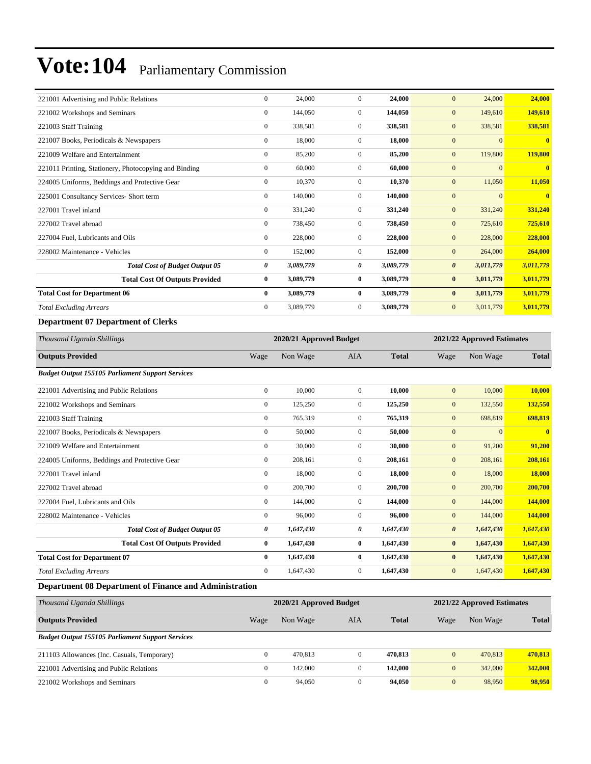# Vote:104 Parliamentary Commission

| | Wage | Non Wage | AIA | Total | Wage | Non Wage | Total |
|---|---|---|---|---|---|---|---|
| 221001 Advertising and Public Relations | 0 | 24,000 | 0 | **24,000** | 0 | 24,000 | **24,000** |
| 221002 Workshops and Seminars | 0 | 144,050 | 0 | **144,050** | 0 | 149,610 | **149,610** |
| 221003 Staff Training | 0 | 338,581 | 0 | **338,581** | 0 | 338,581 | **338,581** |
| 221007 Books, Periodicals & Newspapers | 0 | 18,000 | 0 | **18,000** | 0 | 0 | **0** |
| 221009 Welfare and Entertainment | 0 | 85,200 | 0 | **85,200** | 0 | 119,800 | **119,800** |
| 221011 Printing, Stationery, Photocopying and Binding | 0 | 60,000 | 0 | **60,000** | 0 | 0 | **0** |
| 224005 Uniforms, Beddings and Protective Gear | 0 | 10,370 | 0 | **10,370** | 0 | 11,050 | **11,050** |
| 225001 Consultancy Services- Short term | 0 | 140,000 | 0 | **140,000** | 0 | 0 | **0** |
| 227001 Travel inland | 0 | 331,240 | 0 | **331,240** | 0 | 331,240 | **331,240** |
| 227002 Travel abroad | 0 | 738,450 | 0 | **738,450** | 0 | 725,610 | **725,610** |
| 227004 Fuel, Lubricants and Oils | 0 | 228,000 | 0 | **228,000** | 0 | 228,000 | **228,000** |
| 228002 Maintenance - Vehicles | 0 | 152,000 | 0 | **152,000** | 0 | 264,000 | **264,000** |
| ***Total Cost of Budget Output 05*** | ***0*** | ***3,089,779*** | ***0*** | ***3,089,779*** | ***0*** | ***3,011,779*** | ***3,011,779*** |
| **Total Cost Of Outputs Provided** | **0** | **3,089,779** | **0** | **3,089,779** | **0** | **3,011,779** | **3,011,779** |
| **Total Cost for Department 06** | **0** | **3,089,779** | **0** | **3,089,779** | **0** | **3,011,779** | **3,011,779** |
| *Total Excluding Arrears* | 0 | 3,089,779 | 0 | **3,089,779** | 0 | 3,011,779 | **3,011,779** |

### Department 07 Department of Clerks

| *Thousand Uganda Shillings* | 2020/21 Approved Budget | | | | 2021/22 Approved Estimates | | |
|---|---|---|---|---|---|---|---|
| **Outputs Provided** | Wage | Non Wage | AIA | **Total** | Wage | Non Wage | **Total** |
| ***Budget Output 155105 Parliament Support Services*** | | | | | | | |
| 221001 Advertising and Public Relations | 0 | 10,000 | 0 | **10,000** | 0 | 10,000 | **10,000** |
| 221002 Workshops and Seminars | 0 | 125,250 | 0 | **125,250** | 0 | 132,550 | **132,550** |
| 221003 Staff Training | 0 | 765,319 | 0 | **765,319** | 0 | 698,819 | **698,819** |
| 221007 Books, Periodicals & Newspapers | 0 | 50,000 | 0 | **50,000** | 0 | 0 | **0** |
| 221009 Welfare and Entertainment | 0 | 30,000 | 0 | **30,000** | 0 | 91,200 | **91,200** |
| 224005 Uniforms, Beddings and Protective Gear | 0 | 208,161 | 0 | **208,161** | 0 | 208,161 | **208,161** |
| 227001 Travel inland | 0 | 18,000 | 0 | **18,000** | 0 | 18,000 | **18,000** |
| 227002 Travel abroad | 0 | 200,700 | 0 | **200,700** | 0 | 200,700 | **200,700** |
| 227004 Fuel, Lubricants and Oils | 0 | 144,000 | 0 | **144,000** | 0 | 144,000 | **144,000** |
| 228002 Maintenance - Vehicles | 0 | 96,000 | 0 | **96,000** | 0 | 144,000 | **144,000** |
| ***Total Cost of Budget Output 05*** | ***0*** | ***1,647,430*** | ***0*** | ***1,647,430*** | ***0*** | ***1,647,430*** | ***1,647,430*** |
| **Total Cost Of Outputs Provided** | **0** | **1,647,430** | **0** | **1,647,430** | **0** | **1,647,430** | **1,647,430** |
| **Total Cost for Department 07** | **0** | **1,647,430** | **0** | **1,647,430** | **0** | **1,647,430** | **1,647,430** |
| *Total Excluding Arrears* | 0 | 1,647,430 | 0 | **1,647,430** | 0 | 1,647,430 | **1,647,430** |

### Department 08 Department of Finance and Administration

| *Thousand Uganda Shillings* | 2020/21 Approved Budget | | | | 2021/22 Approved Estimates | | |
|---|---|---|---|---|---|---|---|
| **Outputs Provided** | Wage | Non Wage | AIA | **Total** | Wage | Non Wage | **Total** |
| ***Budget Output 155105 Parliament Support Services*** | | | | | | | |
| 211103 Allowances (Inc. Casuals, Temporary) | 0 | 470,813 | 0 | **470,813** | 0 | 470,813 | **470,813** |
| 221001 Advertising and Public Relations | 0 | 142,000 | 0 | **142,000** | 0 | 342,000 | **342,000** |
| 221002 Workshops and Seminars | 0 | 94,050 | 0 | **94,050** | 0 | 98,950 | **98,950** |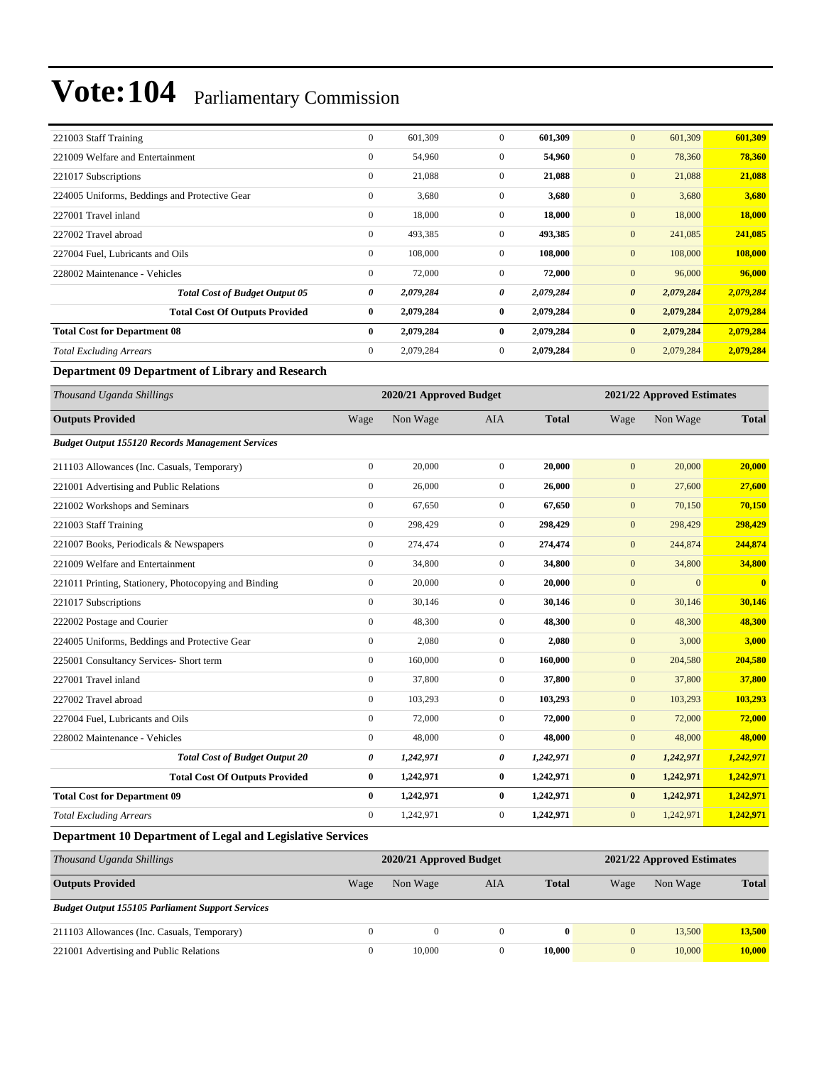| | | | | | | | |
|---|---|---|---|---|---|---|---|
| 221003 Staff Training | 0 | 601,309 | 0 | **601,309** | 0 | 601,309 | **601,309** |
| 221009 Welfare and Entertainment | 0 | 54,960 | 0 | **54,960** | 0 | 78,360 | **78,360** |
| 221017 Subscriptions | 0 | 21,088 | 0 | **21,088** | 0 | 21,088 | **21,088** |
| 224005 Uniforms, Beddings and Protective Gear | 0 | 3,680 | 0 | **3,680** | 0 | 3,680 | **3,680** |
| 227001 Travel inland | 0 | 18,000 | 0 | **18,000** | 0 | 18,000 | **18,000** |
| 227002 Travel abroad | 0 | 493,385 | 0 | **493,385** | 0 | 241,085 | **241,085** |
| 227004 Fuel, Lubricants and Oils | 0 | 108,000 | 0 | **108,000** | 0 | 108,000 | **108,000** |
| 228002 Maintenance - Vehicles | 0 | 72,000 | 0 | **72,000** | 0 | 96,000 | **96,000** |
| ***Total Cost of Budget Output 05*** | ***0*** | ***2,079,284*** | ***0*** | ***2,079,284*** | ***0*** | ***2,079,284*** | ***2,079,284*** |
| **Total Cost Of Outputs Provided** | **0** | **2,079,284** | **0** | **2,079,284** | **0** | **2,079,284** | **2,079,284** |
| **Total Cost for Department 08** | **0** | **2,079,284** | **0** | **2,079,284** | **0** | **2,079,284** | **2,079,284** |
| *Total Excluding Arrears* | 0 | 2,079,284 | 0 | **2,079,284** | 0 | 2,079,284 | **2,079,284** |

**Department 09 Department of Library and Research**

| *Thousand Uganda Shillings* | 2020/21 Approved Budget | | | | 2021/22 Approved Estimates | | |
|---|---|---|---|---|---|---|---|
| **Outputs Provided** | Wage | Non Wage | AIA | **Total** | Wage | Non Wage | **Total** |
| ***Budget Output 155120 Records Management Services*** | | | | | | | |
| 211103 Allowances (Inc. Casuals, Temporary) | 0 | 20,000 | 0 | **20,000** | 0 | 20,000 | **20,000** |
| 221001 Advertising and Public Relations | 0 | 26,000 | 0 | **26,000** | 0 | 27,600 | **27,600** |
| 221002 Workshops and Seminars | 0 | 67,650 | 0 | **67,650** | 0 | 70,150 | **70,150** |
| 221003 Staff Training | 0 | 298,429 | 0 | **298,429** | 0 | 298,429 | **298,429** |
| 221007 Books, Periodicals & Newspapers | 0 | 274,474 | 0 | **274,474** | 0 | 244,874 | **244,874** |
| 221009 Welfare and Entertainment | 0 | 34,800 | 0 | **34,800** | 0 | 34,800 | **34,800** |
| 221011 Printing, Stationery, Photocopying and Binding | 0 | 20,000 | 0 | **20,000** | 0 | 0 | **0** |
| 221017 Subscriptions | 0 | 30,146 | 0 | **30,146** | 0 | 30,146 | **30,146** |
| 222002 Postage and Courier | 0 | 48,300 | 0 | **48,300** | 0 | 48,300 | **48,300** |
| 224005 Uniforms, Beddings and Protective Gear | 0 | 2,080 | 0 | **2,080** | 0 | 3,000 | **3,000** |
| 225001 Consultancy Services- Short term | 0 | 160,000 | 0 | **160,000** | 0 | 204,580 | **204,580** |
| 227001 Travel inland | 0 | 37,800 | 0 | **37,800** | 0 | 37,800 | **37,800** |
| 227002 Travel abroad | 0 | 103,293 | 0 | **103,293** | 0 | 103,293 | **103,293** |
| 227004 Fuel, Lubricants and Oils | 0 | 72,000 | 0 | **72,000** | 0 | 72,000 | **72,000** |
| 228002 Maintenance - Vehicles | 0 | 48,000 | 0 | **48,000** | 0 | 48,000 | **48,000** |
| ***Total Cost of Budget Output 20*** | ***0*** | ***1,242,971*** | ***0*** | ***1,242,971*** | ***0*** | ***1,242,971*** | ***1,242,971*** |
| **Total Cost Of Outputs Provided** | **0** | **1,242,971** | **0** | **1,242,971** | **0** | **1,242,971** | **1,242,971** |
| **Total Cost for Department 09** | **0** | **1,242,971** | **0** | **1,242,971** | **0** | **1,242,971** | **1,242,971** |
| *Total Excluding Arrears* | 0 | 1,242,971 | 0 | **1,242,971** | 0 | 1,242,971 | **1,242,971** |

**Department 10 Department of Legal and Legislative Services**

| *Thousand Uganda Shillings* | 2020/21 Approved Budget | | | | 2021/22 Approved Estimates | | |
|---|---|---|---|---|---|---|---|
| **Outputs Provided** | Wage | Non Wage | AIA | **Total** | Wage | Non Wage | **Total** |
| ***Budget Output 155105 Parliament Support Services*** | | | | | | | |
| 211103 Allowances (Inc. Casuals, Temporary) | 0 | 0 | 0 | **0** | 0 | 13,500 | **13,500** |
| 221001 Advertising and Public Relations | 0 | 10,000 | 0 | **10,000** | 0 | 10,000 | **10,000** |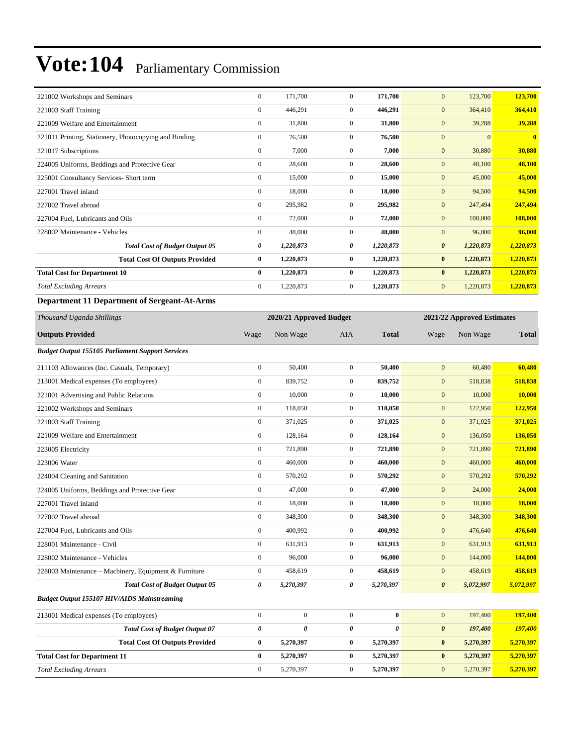# Vote:104 Parliamentary Commission

| | | | | | | | |
|---|---|---|---|---|---|---|---|
| 221002 Workshops and Seminars | 0 | 171,700 | 0 | **171,700** | 0 | 123,700 | **123,700** |
| 221003 Staff Training | 0 | 446,291 | 0 | **446,291** | 0 | 364,410 | **364,410** |
| 221009 Welfare and Entertainment | 0 | 31,800 | 0 | **31,800** | 0 | 39,288 | **39,288** |
| 221011 Printing, Stationery, Photocopying and Binding | 0 | 76,500 | 0 | **76,500** | 0 | 0 | **0** |
| 221017 Subscriptions | 0 | 7,000 | 0 | **7,000** | 0 | 30,880 | **30,880** |
| 224005 Uniforms, Beddings and Protective Gear | 0 | 28,600 | 0 | **28,600** | 0 | 48,100 | **48,100** |
| 225001 Consultancy Services- Short term | 0 | 15,000 | 0 | **15,000** | 0 | 45,000 | **45,000** |
| 227001 Travel inland | 0 | 18,000 | 0 | **18,000** | 0 | 94,500 | **94,500** |
| 227002 Travel abroad | 0 | 295,982 | 0 | **295,982** | 0 | 247,494 | **247,494** |
| 227004 Fuel, Lubricants and Oils | 0 | 72,000 | 0 | **72,000** | 0 | 108,000 | **108,000** |
| 228002 Maintenance - Vehicles | 0 | 48,000 | 0 | **48,000** | 0 | 96,000 | **96,000** |
| ***Total Cost of Budget Output 05*** | ***0*** | ***1,220,873*** | ***0*** | ***1,220,873*** | ***0*** | ***1,220,873*** | ***1,220,873*** |
| **Total Cost Of Outputs Provided** | **0** | **1,220,873** | **0** | **1,220,873** | **0** | **1,220,873** | **1,220,873** |
| **Total Cost for Department 10** | **0** | **1,220,873** | **0** | **1,220,873** | **0** | **1,220,873** | **1,220,873** |
| *Total Excluding Arrears* | 0 | 1,220,873 | 0 | **1,220,873** | 0 | 1,220,873 | **1,220,873** |

**Department 11 Department of Sergeant-At-Arms**

| *Thousand Uganda Shillings* | 2020/21 Approved Budget | | | | 2021/22 Approved Estimates | | |
|---|---|---|---|---|---|---|---|
| **Outputs Provided** | Wage | Non Wage | AIA | **Total** | Wage | Non Wage | **Total** |
| ***Budget Output 155105 Parliament Support Services*** | | | | | | | |
| 211103 Allowances (Inc. Casuals, Temporary) | 0 | 50,400 | 0 | **50,400** | 0 | 60,480 | **60,480** |
| 213001 Medical expenses (To employees) | 0 | 839,752 | 0 | **839,752** | 0 | 518,838 | **518,838** |
| 221001 Advertising and Public Relations | 0 | 10,000 | 0 | **10,000** | 0 | 10,000 | **10,000** |
| 221002 Workshops and Seminars | 0 | 118,050 | 0 | **118,050** | 0 | 122,950 | **122,950** |
| 221003 Staff Training | 0 | 371,025 | 0 | **371,025** | 0 | 371,025 | **371,025** |
| 221009 Welfare and Entertainment | 0 | 128,164 | 0 | **128,164** | 0 | 136,050 | **136,050** |
| 223005 Electricity | 0 | 721,890 | 0 | **721,890** | 0 | 721,890 | **721,890** |
| 223006 Water | 0 | 460,000 | 0 | **460,000** | 0 | 460,000 | **460,000** |
| 224004 Cleaning and Sanitation | 0 | 570,292 | 0 | **570,292** | 0 | 570,292 | **570,292** |
| 224005 Uniforms, Beddings and Protective Gear | 0 | 47,000 | 0 | **47,000** | 0 | 24,000 | **24,000** |
| 227001 Travel inland | 0 | 18,000 | 0 | **18,000** | 0 | 18,000 | **18,000** |
| 227002 Travel abroad | 0 | 348,300 | 0 | **348,300** | 0 | 348,300 | **348,300** |
| 227004 Fuel, Lubricants and Oils | 0 | 400,992 | 0 | **400,992** | 0 | 476,640 | **476,640** |
| 228001 Maintenance - Civil | 0 | 631,913 | 0 | **631,913** | 0 | 631,913 | **631,913** |
| 228002 Maintenance - Vehicles | 0 | 96,000 | 0 | **96,000** | 0 | 144,000 | **144,000** |
| 228003 Maintenance – Machinery, Equipment & Furniture | 0 | 458,619 | 0 | **458,619** | 0 | 458,619 | **458,619** |
| ***Total Cost of Budget Output 05*** | ***0*** | ***5,270,397*** | ***0*** | ***5,270,397*** | ***0*** | ***5,072,997*** | ***5,072,997*** |
| ***Budget Output 155107 HIV/AIDS Mainstreaming*** | | | | | | | |
| 213001 Medical expenses (To employees) | 0 | 0 | 0 | **0** | 0 | 197,400 | **197,400** |
| ***Total Cost of Budget Output 07*** | ***0*** | ***0*** | ***0*** | ***0*** | ***0*** | ***197,400*** | ***197,400*** |
| **Total Cost Of Outputs Provided** | **0** | **5,270,397** | **0** | **5,270,397** | **0** | **5,270,397** | **5,270,397** |
| **Total Cost for Department 11** | **0** | **5,270,397** | **0** | **5,270,397** | **0** | **5,270,397** | **5,270,397** |
| *Total Excluding Arrears* | 0 | 5,270,397 | 0 | **5,270,397** | 0 | 5,270,397 | **5,270,397** |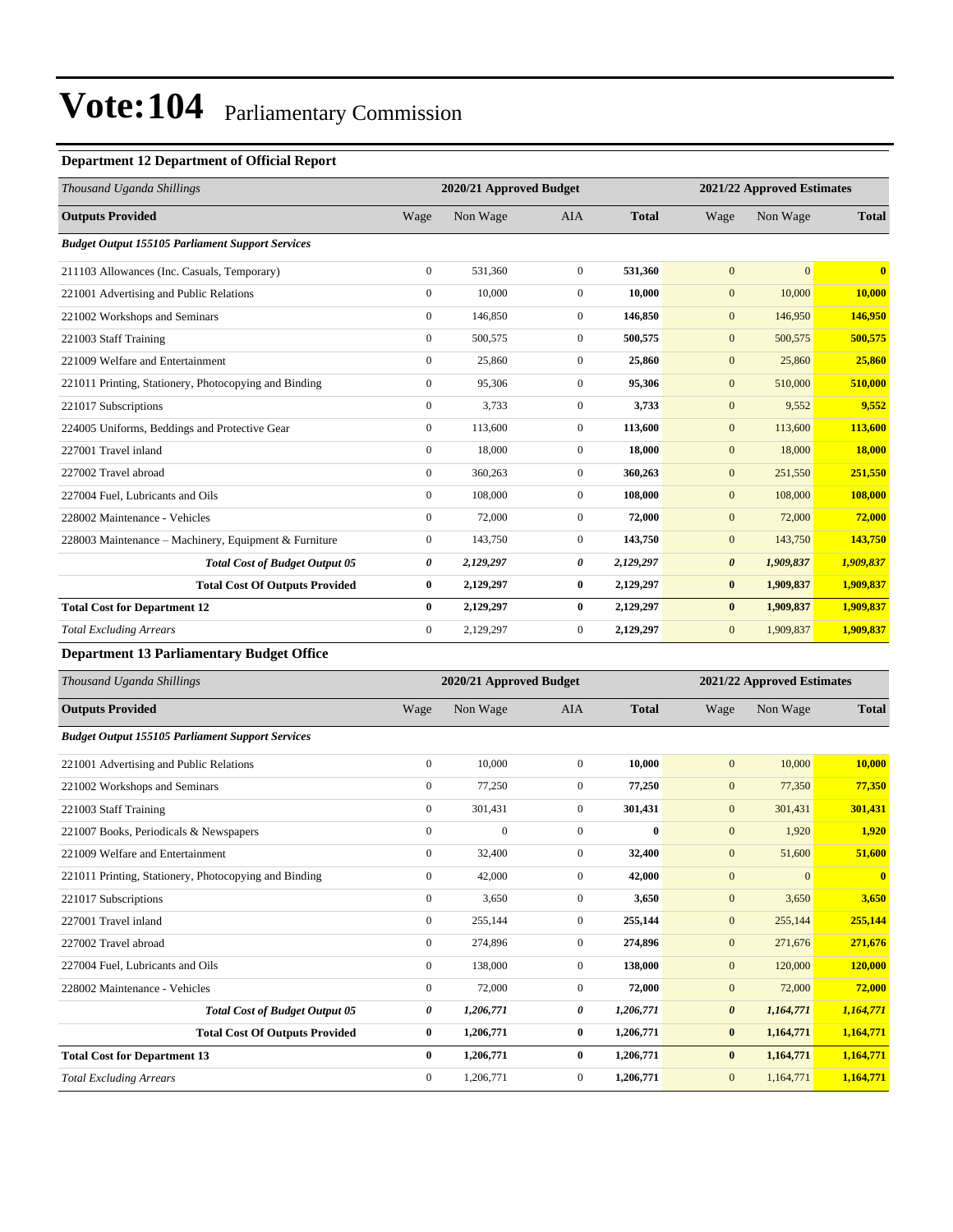# Vote:104 Parliamentary Commission

### Department 12 Department of Official Report

| *Thousand Uganda Shillings* | 2020/21 Approved Budget | | | | 2021/22 Approved Estimates | | |
|---|---|---|---|---|---|---|---|
| **Outputs Provided** | Wage | Non Wage | AIA | **Total** | Wage | Non Wage | **Total** |
| ***Budget Output 155105 Parliament Support Services*** | | | | | | | |
| 211103 Allowances (Inc. Casuals, Temporary) | 0 | 531,360 | 0 | **531,360** | 0 | 0 | **0** |
| 221001 Advertising and Public Relations | 0 | 10,000 | 0 | **10,000** | 0 | 10,000 | **10,000** |
| 221002 Workshops and Seminars | 0 | 146,850 | 0 | **146,850** | 0 | 146,950 | **146,950** |
| 221003 Staff Training | 0 | 500,575 | 0 | **500,575** | 0 | 500,575 | **500,575** |
| 221009 Welfare and Entertainment | 0 | 25,860 | 0 | **25,860** | 0 | 25,860 | **25,860** |
| 221011 Printing, Stationery, Photocopying and Binding | 0 | 95,306 | 0 | **95,306** | 0 | 510,000 | **510,000** |
| 221017 Subscriptions | 0 | 3,733 | 0 | **3,733** | 0 | 9,552 | **9,552** |
| 224005 Uniforms, Beddings and Protective Gear | 0 | 113,600 | 0 | **113,600** | 0 | 113,600 | **113,600** |
| 227001 Travel inland | 0 | 18,000 | 0 | **18,000** | 0 | 18,000 | **18,000** |
| 227002 Travel abroad | 0 | 360,263 | 0 | **360,263** | 0 | 251,550 | **251,550** |
| 227004 Fuel, Lubricants and Oils | 0 | 108,000 | 0 | **108,000** | 0 | 108,000 | **108,000** |
| 228002 Maintenance - Vehicles | 0 | 72,000 | 0 | **72,000** | 0 | 72,000 | **72,000** |
| 228003 Maintenance – Machinery, Equipment & Furniture | 0 | 143,750 | 0 | **143,750** | 0 | 143,750 | **143,750** |
| ***Total Cost of Budget Output 05*** | ***0*** | ***2,129,297*** | ***0*** | ***2,129,297*** | ***0*** | ***1,909,837*** | ***1,909,837*** |
| **Total Cost Of Outputs Provided** | **0** | **2,129,297** | **0** | **2,129,297** | **0** | **1,909,837** | **1,909,837** |
| **Total Cost for Department 12** | **0** | **2,129,297** | **0** | **2,129,297** | **0** | **1,909,837** | **1,909,837** |
| *Total Excluding Arrears* | 0 | 2,129,297 | 0 | **2,129,297** | 0 | 1,909,837 | **1,909,837** |

### Department 13 Parliamentary Budget Office

| *Thousand Uganda Shillings* | 2020/21 Approved Budget | | | | 2021/22 Approved Estimates | | |
|---|---|---|---|---|---|---|---|
| **Outputs Provided** | Wage | Non Wage | AIA | **Total** | Wage | Non Wage | **Total** |
| ***Budget Output 155105 Parliament Support Services*** | | | | | | | |
| 221001 Advertising and Public Relations | 0 | 10,000 | 0 | **10,000** | 0 | 10,000 | **10,000** |
| 221002 Workshops and Seminars | 0 | 77,250 | 0 | **77,250** | 0 | 77,350 | **77,350** |
| 221003 Staff Training | 0 | 301,431 | 0 | **301,431** | 0 | 301,431 | **301,431** |
| 221007 Books, Periodicals & Newspapers | 0 | 0 | 0 | **0** | 0 | 1,920 | **1,920** |
| 221009 Welfare and Entertainment | 0 | 32,400 | 0 | **32,400** | 0 | 51,600 | **51,600** |
| 221011 Printing, Stationery, Photocopying and Binding | 0 | 42,000 | 0 | **42,000** | 0 | 0 | **0** |
| 221017 Subscriptions | 0 | 3,650 | 0 | **3,650** | 0 | 3,650 | **3,650** |
| 227001 Travel inland | 0 | 255,144 | 0 | **255,144** | 0 | 255,144 | **255,144** |
| 227002 Travel abroad | 0 | 274,896 | 0 | **274,896** | 0 | 271,676 | **271,676** |
| 227004 Fuel, Lubricants and Oils | 0 | 138,000 | 0 | **138,000** | 0 | 120,000 | **120,000** |
| 228002 Maintenance - Vehicles | 0 | 72,000 | 0 | **72,000** | 0 | 72,000 | **72,000** |
| ***Total Cost of Budget Output 05*** | ***0*** | ***1,206,771*** | ***0*** | ***1,206,771*** | ***0*** | ***1,164,771*** | ***1,164,771*** |
| **Total Cost Of Outputs Provided** | **0** | **1,206,771** | **0** | **1,206,771** | **0** | **1,164,771** | **1,164,771** |
| **Total Cost for Department 13** | **0** | **1,206,771** | **0** | **1,206,771** | **0** | **1,164,771** | **1,164,771** |
| *Total Excluding Arrears* | 0 | 1,206,771 | 0 | **1,206,771** | 0 | 1,164,771 | **1,164,771** |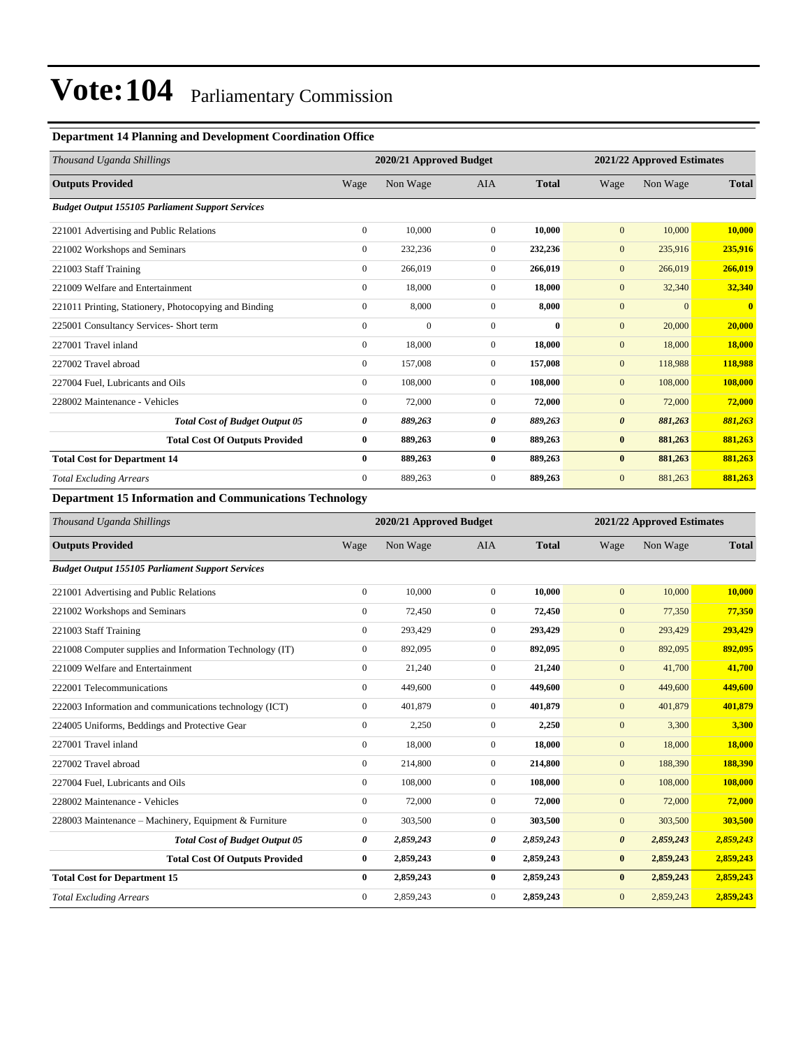# Vote:104 Parliamentary Commission

### Department 14 Planning and Development Coordination Office

| *Thousand Uganda Shillings* | 2020/21 Approved Budget | | | | 2021/22 Approved Estimates | | |
|---|---|---|---|---|---|---|---|
| **Outputs Provided** | Wage | Non Wage | AIA | **Total** | Wage | Non Wage | **Total** |
| ***Budget Output 155105 Parliament Support Services*** | | | | | | | |
| 221001 Advertising and Public Relations | 0 | 10,000 | 0 | **10,000** | 0 | 10,000 | **10,000** |
| 221002 Workshops and Seminars | 0 | 232,236 | 0 | **232,236** | 0 | 235,916 | **235,916** |
| 221003 Staff Training | 0 | 266,019 | 0 | **266,019** | 0 | 266,019 | **266,019** |
| 221009 Welfare and Entertainment | 0 | 18,000 | 0 | **18,000** | 0 | 32,340 | **32,340** |
| 221011 Printing, Stationery, Photocopying and Binding | 0 | 8,000 | 0 | **8,000** | 0 | 0 | **0** |
| 225001 Consultancy Services- Short term | 0 | 0 | 0 | **0** | 0 | 20,000 | **20,000** |
| 227001 Travel inland | 0 | 18,000 | 0 | **18,000** | 0 | 18,000 | **18,000** |
| 227002 Travel abroad | 0 | 157,008 | 0 | **157,008** | 0 | 118,988 | **118,988** |
| 227004 Fuel, Lubricants and Oils | 0 | 108,000 | 0 | **108,000** | 0 | 108,000 | **108,000** |
| 228002 Maintenance - Vehicles | 0 | 72,000 | 0 | **72,000** | 0 | 72,000 | **72,000** |
| ***Total Cost of Budget Output 05*** | ***0*** | ***889,263*** | ***0*** | ***889,263*** | ***0*** | ***881,263*** | ***881,263*** |
| **Total Cost Of Outputs Provided** | **0** | **889,263** | **0** | **889,263** | **0** | **881,263** | **881,263** |
| **Total Cost for Department 14** | **0** | **889,263** | **0** | **889,263** | **0** | **881,263** | **881,263** |
| *Total Excluding Arrears* | 0 | 889,263 | 0 | **889,263** | 0 | 881,263 | **881,263** |

### Department 15 Information and Communications Technology

| *Thousand Uganda Shillings* | 2020/21 Approved Budget | | | | 2021/22 Approved Estimates | | |
|---|---|---|---|---|---|---|---|
| **Outputs Provided** | Wage | Non Wage | AIA | **Total** | Wage | Non Wage | **Total** |
| ***Budget Output 155105 Parliament Support Services*** | | | | | | | |
| 221001 Advertising and Public Relations | 0 | 10,000 | 0 | **10,000** | 0 | 10,000 | **10,000** |
| 221002 Workshops and Seminars | 0 | 72,450 | 0 | **72,450** | 0 | 77,350 | **77,350** |
| 221003 Staff Training | 0 | 293,429 | 0 | **293,429** | 0 | 293,429 | **293,429** |
| 221008 Computer supplies and Information Technology (IT) | 0 | 892,095 | 0 | **892,095** | 0 | 892,095 | **892,095** |
| 221009 Welfare and Entertainment | 0 | 21,240 | 0 | **21,240** | 0 | 41,700 | **41,700** |
| 222001 Telecommunications | 0 | 449,600 | 0 | **449,600** | 0 | 449,600 | **449,600** |
| 222003 Information and communications technology (ICT) | 0 | 401,879 | 0 | **401,879** | 0 | 401,879 | **401,879** |
| 224005 Uniforms, Beddings and Protective Gear | 0 | 2,250 | 0 | **2,250** | 0 | 3,300 | **3,300** |
| 227001 Travel inland | 0 | 18,000 | 0 | **18,000** | 0 | 18,000 | **18,000** |
| 227002 Travel abroad | 0 | 214,800 | 0 | **214,800** | 0 | 188,390 | **188,390** |
| 227004 Fuel, Lubricants and Oils | 0 | 108,000 | 0 | **108,000** | 0 | 108,000 | **108,000** |
| 228002 Maintenance - Vehicles | 0 | 72,000 | 0 | **72,000** | 0 | 72,000 | **72,000** |
| 228003 Maintenance – Machinery, Equipment & Furniture | 0 | 303,500 | 0 | **303,500** | 0 | 303,500 | **303,500** |
| ***Total Cost of Budget Output 05*** | ***0*** | ***2,859,243*** | ***0*** | ***2,859,243*** | ***0*** | ***2,859,243*** | ***2,859,243*** |
| **Total Cost Of Outputs Provided** | **0** | **2,859,243** | **0** | **2,859,243** | **0** | **2,859,243** | **2,859,243** |
| **Total Cost for Department 15** | **0** | **2,859,243** | **0** | **2,859,243** | **0** | **2,859,243** | **2,859,243** |
| *Total Excluding Arrears* | 0 | 2,859,243 | 0 | **2,859,243** | 0 | 2,859,243 | **2,859,243** |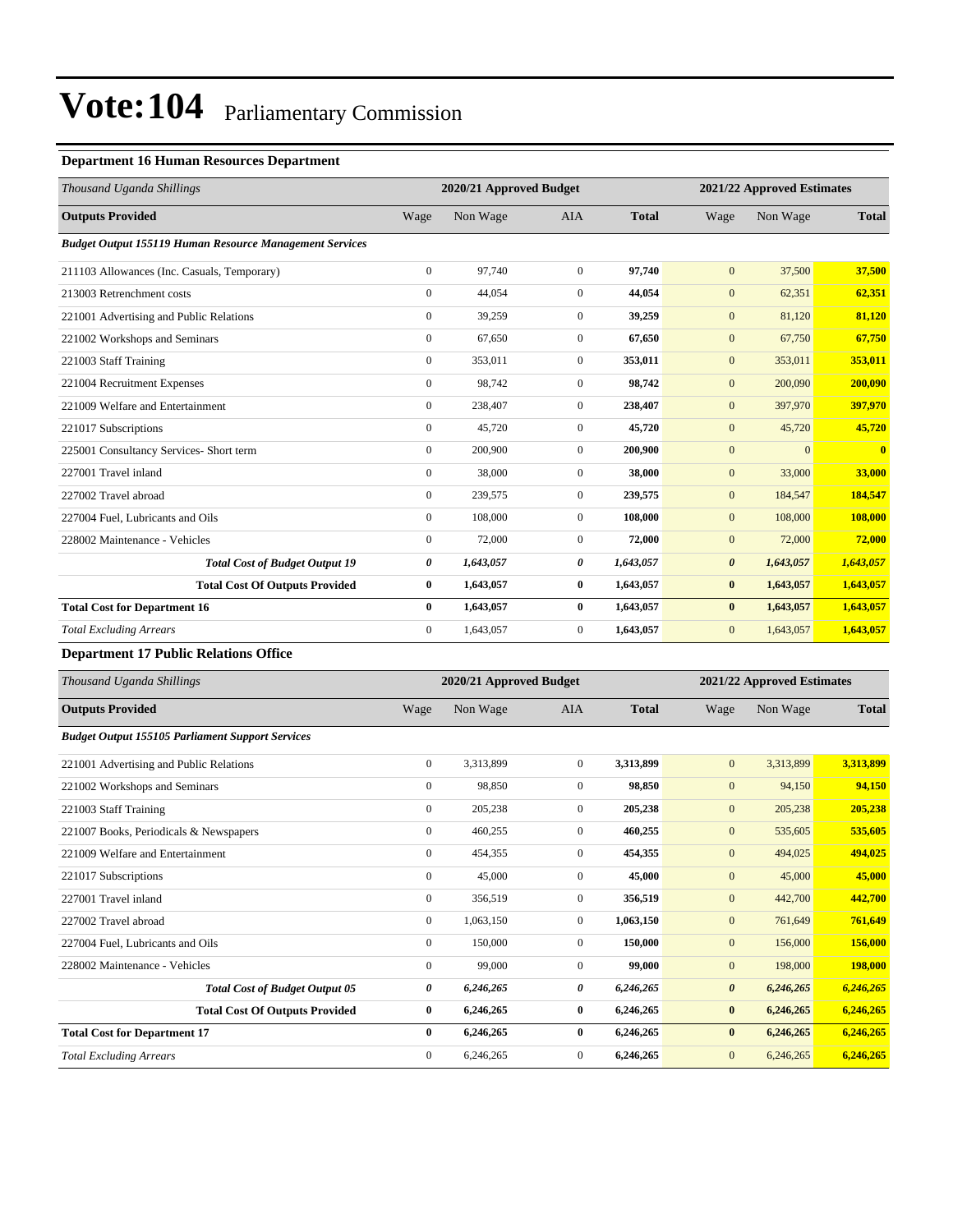# Vote:104 Parliamentary Commission

### Department 16 Human Resources Department

| *Thousand Uganda Shillings* | 2020/21 Approved Budget | | | | 2021/22 Approved Estimates | | |
|---|---|---|---|---|---|---|---|
| **Outputs Provided** | Wage | Non Wage | AIA | **Total** | Wage | Non Wage | **Total** |
| ***Budget Output 155119 Human Resource Management Services*** | | | | | | | |
| 211103 Allowances (Inc. Casuals, Temporary) | 0 | 97,740 | 0 | **97,740** | 0 | 37,500 | **37,500** |
| 213003 Retrenchment costs | 0 | 44,054 | 0 | **44,054** | 0 | 62,351 | **62,351** |
| 221001 Advertising and Public Relations | 0 | 39,259 | 0 | **39,259** | 0 | 81,120 | **81,120** |
| 221002 Workshops and Seminars | 0 | 67,650 | 0 | **67,650** | 0 | 67,750 | **67,750** |
| 221003 Staff Training | 0 | 353,011 | 0 | **353,011** | 0 | 353,011 | **353,011** |
| 221004 Recruitment Expenses | 0 | 98,742 | 0 | **98,742** | 0 | 200,090 | **200,090** |
| 221009 Welfare and Entertainment | 0 | 238,407 | 0 | **238,407** | 0 | 397,970 | **397,970** |
| 221017 Subscriptions | 0 | 45,720 | 0 | **45,720** | 0 | 45,720 | **45,720** |
| 225001 Consultancy Services- Short term | 0 | 200,900 | 0 | **200,900** | 0 | 0 | **0** |
| 227001 Travel inland | 0 | 38,000 | 0 | **38,000** | 0 | 33,000 | **33,000** |
| 227002 Travel abroad | 0 | 239,575 | 0 | **239,575** | 0 | 184,547 | **184,547** |
| 227004 Fuel, Lubricants and Oils | 0 | 108,000 | 0 | **108,000** | 0 | 108,000 | **108,000** |
| 228002 Maintenance - Vehicles | 0 | 72,000 | 0 | **72,000** | 0 | 72,000 | **72,000** |
| ***Total Cost of Budget Output 19*** | ***0*** | ***1,643,057*** | ***0*** | ***1,643,057*** | ***0*** | ***1,643,057*** | ***1,643,057*** |
| **Total Cost Of Outputs Provided** | **0** | **1,643,057** | **0** | **1,643,057** | **0** | **1,643,057** | **1,643,057** |
| **Total Cost for Department 16** | **0** | **1,643,057** | **0** | **1,643,057** | **0** | **1,643,057** | **1,643,057** |
| *Total Excluding Arrears* | 0 | 1,643,057 | 0 | **1,643,057** | 0 | 1,643,057 | **1,643,057** |

### Department 17 Public Relations Office

| *Thousand Uganda Shillings* | 2020/21 Approved Budget | | | | 2021/22 Approved Estimates | | |
|---|---|---|---|---|---|---|---|
| **Outputs Provided** | Wage | Non Wage | AIA | **Total** | Wage | Non Wage | **Total** |
| ***Budget Output 155105 Parliament Support Services*** | | | | | | | |
| 221001 Advertising and Public Relations | 0 | 3,313,899 | 0 | **3,313,899** | 0 | 3,313,899 | **3,313,899** |
| 221002 Workshops and Seminars | 0 | 98,850 | 0 | **98,850** | 0 | 94,150 | **94,150** |
| 221003 Staff Training | 0 | 205,238 | 0 | **205,238** | 0 | 205,238 | **205,238** |
| 221007 Books, Periodicals & Newspapers | 0 | 460,255 | 0 | **460,255** | 0 | 535,605 | **535,605** |
| 221009 Welfare and Entertainment | 0 | 454,355 | 0 | **454,355** | 0 | 494,025 | **494,025** |
| 221017 Subscriptions | 0 | 45,000 | 0 | **45,000** | 0 | 45,000 | **45,000** |
| 227001 Travel inland | 0 | 356,519 | 0 | **356,519** | 0 | 442,700 | **442,700** |
| 227002 Travel abroad | 0 | 1,063,150 | 0 | **1,063,150** | 0 | 761,649 | **761,649** |
| 227004 Fuel, Lubricants and Oils | 0 | 150,000 | 0 | **150,000** | 0 | 156,000 | **156,000** |
| 228002 Maintenance - Vehicles | 0 | 99,000 | 0 | **99,000** | 0 | 198,000 | **198,000** |
| ***Total Cost of Budget Output 05*** | ***0*** | ***6,246,265*** | ***0*** | ***6,246,265*** | ***0*** | ***6,246,265*** | ***6,246,265*** |
| **Total Cost Of Outputs Provided** | **0** | **6,246,265** | **0** | **6,246,265** | **0** | **6,246,265** | **6,246,265** |
| **Total Cost for Department 17** | **0** | **6,246,265** | **0** | **6,246,265** | **0** | **6,246,265** | **6,246,265** |
| *Total Excluding Arrears* | 0 | 6,246,265 | 0 | **6,246,265** | 0 | 6,246,265 | **6,246,265** |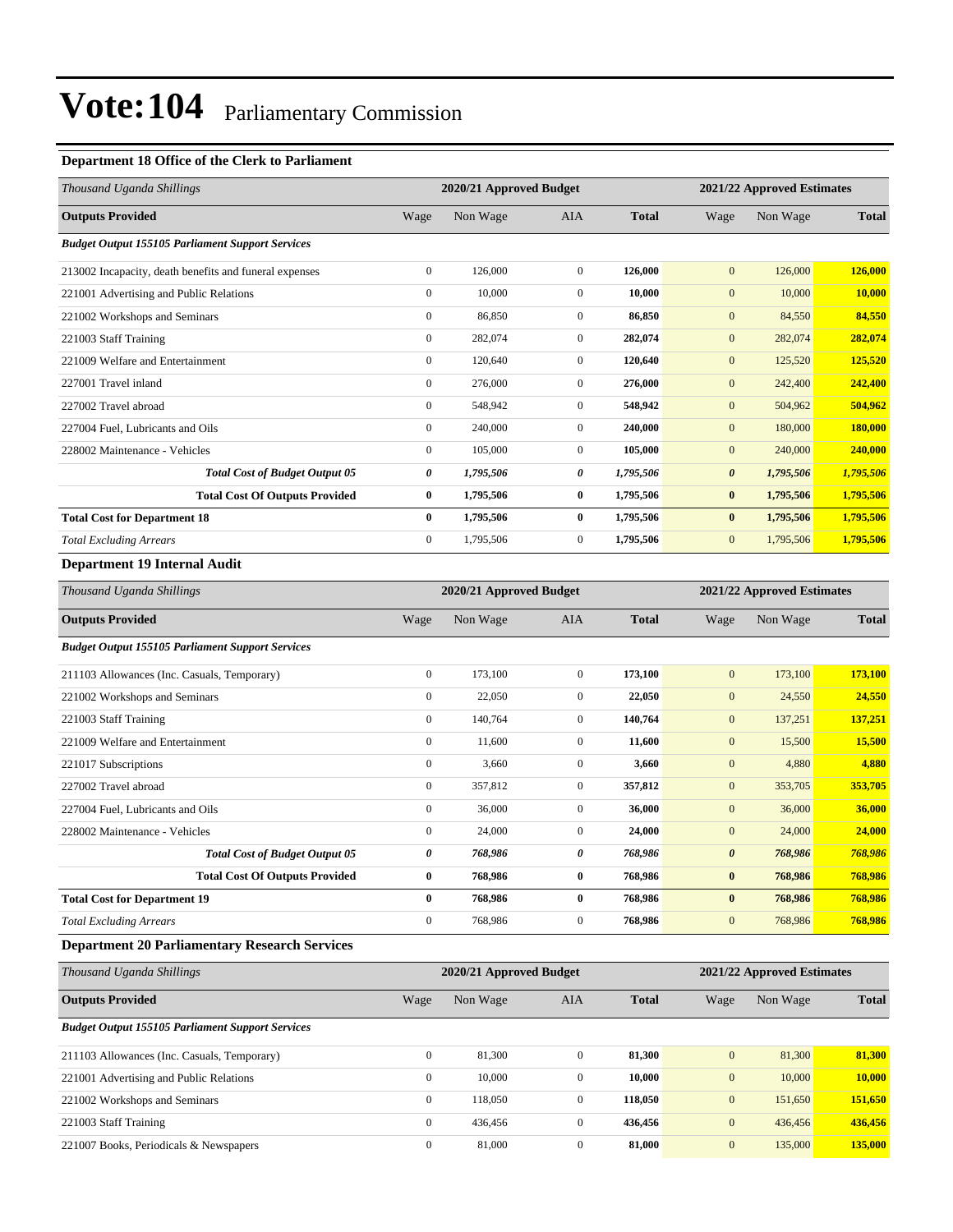# Vote:104 Parliamentary Commission

### Department 18 Office of the Clerk to Parliament

| Thousand Uganda Shillings | 2020/21 Approved Budget | | | | 2021/22 Approved Estimates | | |
|---|---|---|---|---|---|---|---|
| **Outputs Provided** | Wage | Non Wage | AIA | **Total** | Wage | Non Wage | **Total** |
| ***Budget Output 155105 Parliament Support Services*** | | | | | | | |
| 213002 Incapacity, death benefits and funeral expenses | 0 | 126,000 | 0 | **126,000** | 0 | 126,000 | **126,000** |
| 221001 Advertising and Public Relations | 0 | 10,000 | 0 | **10,000** | 0 | 10,000 | **10,000** |
| 221002 Workshops and Seminars | 0 | 86,850 | 0 | **86,850** | 0 | 84,550 | **84,550** |
| 221003 Staff Training | 0 | 282,074 | 0 | **282,074** | 0 | 282,074 | **282,074** |
| 221009 Welfare and Entertainment | 0 | 120,640 | 0 | **120,640** | 0 | 125,520 | **125,520** |
| 227001 Travel inland | 0 | 276,000 | 0 | **276,000** | 0 | 242,400 | **242,400** |
| 227002 Travel abroad | 0 | 548,942 | 0 | **548,942** | 0 | 504,962 | **504,962** |
| 227004 Fuel, Lubricants and Oils | 0 | 240,000 | 0 | **240,000** | 0 | 180,000 | **180,000** |
| 228002 Maintenance - Vehicles | 0 | 105,000 | 0 | **105,000** | 0 | 240,000 | **240,000** |
| ***Total Cost of Budget Output 05*** | ***0*** | ***1,795,506*** | ***0*** | ***1,795,506*** | ***0*** | ***1,795,506*** | ***1,795,506*** |
| **Total Cost Of Outputs Provided** | **0** | **1,795,506** | **0** | **1,795,506** | **0** | **1,795,506** | **1,795,506** |
| **Total Cost for Department 18** | **0** | **1,795,506** | **0** | **1,795,506** | **0** | **1,795,506** | **1,795,506** |
| *Total Excluding Arrears* | 0 | 1,795,506 | 0 | **1,795,506** | 0 | 1,795,506 | **1,795,506** |

### Department 19 Internal Audit

| Thousand Uganda Shillings | 2020/21 Approved Budget | | | | 2021/22 Approved Estimates | | |
|---|---|---|---|---|---|---|---|
| **Outputs Provided** | Wage | Non Wage | AIA | **Total** | Wage | Non Wage | **Total** |
| ***Budget Output 155105 Parliament Support Services*** | | | | | | | |
| 211103 Allowances (Inc. Casuals, Temporary) | 0 | 173,100 | 0 | **173,100** | 0 | 173,100 | **173,100** |
| 221002 Workshops and Seminars | 0 | 22,050 | 0 | **22,050** | 0 | 24,550 | **24,550** |
| 221003 Staff Training | 0 | 140,764 | 0 | **140,764** | 0 | 137,251 | **137,251** |
| 221009 Welfare and Entertainment | 0 | 11,600 | 0 | **11,600** | 0 | 15,500 | **15,500** |
| 221017 Subscriptions | 0 | 3,660 | 0 | **3,660** | 0 | 4,880 | **4,880** |
| 227002 Travel abroad | 0 | 357,812 | 0 | **357,812** | 0 | 353,705 | **353,705** |
| 227004 Fuel, Lubricants and Oils | 0 | 36,000 | 0 | **36,000** | 0 | 36,000 | **36,000** |
| 228002 Maintenance - Vehicles | 0 | 24,000 | 0 | **24,000** | 0 | 24,000 | **24,000** |
| ***Total Cost of Budget Output 05*** | ***0*** | ***768,986*** | ***0*** | ***768,986*** | ***0*** | ***768,986*** | ***768,986*** |
| **Total Cost Of Outputs Provided** | **0** | **768,986** | **0** | **768,986** | **0** | **768,986** | **768,986** |
| **Total Cost for Department 19** | **0** | **768,986** | **0** | **768,986** | **0** | **768,986** | **768,986** |
| *Total Excluding Arrears* | 0 | 768,986 | 0 | **768,986** | 0 | 768,986 | **768,986** |

### Department 20 Parliamentary Research Services

| Thousand Uganda Shillings | 2020/21 Approved Budget | | | | 2021/22 Approved Estimates | | |
|---|---|---|---|---|---|---|---|
| **Outputs Provided** | Wage | Non Wage | AIA | **Total** | Wage | Non Wage | **Total** |
| ***Budget Output 155105 Parliament Support Services*** | | | | | | | |
| 211103 Allowances (Inc. Casuals, Temporary) | 0 | 81,300 | 0 | **81,300** | 0 | 81,300 | **81,300** |
| 221001 Advertising and Public Relations | 0 | 10,000 | 0 | **10,000** | 0 | 10,000 | **10,000** |
| 221002 Workshops and Seminars | 0 | 118,050 | 0 | **118,050** | 0 | 151,650 | **151,650** |
| 221003 Staff Training | 0 | 436,456 | 0 | **436,456** | 0 | 436,456 | **436,456** |
| 221007 Books, Periodicals & Newspapers | 0 | 81,000 | 0 | **81,000** | 0 | 135,000 | **135,000** |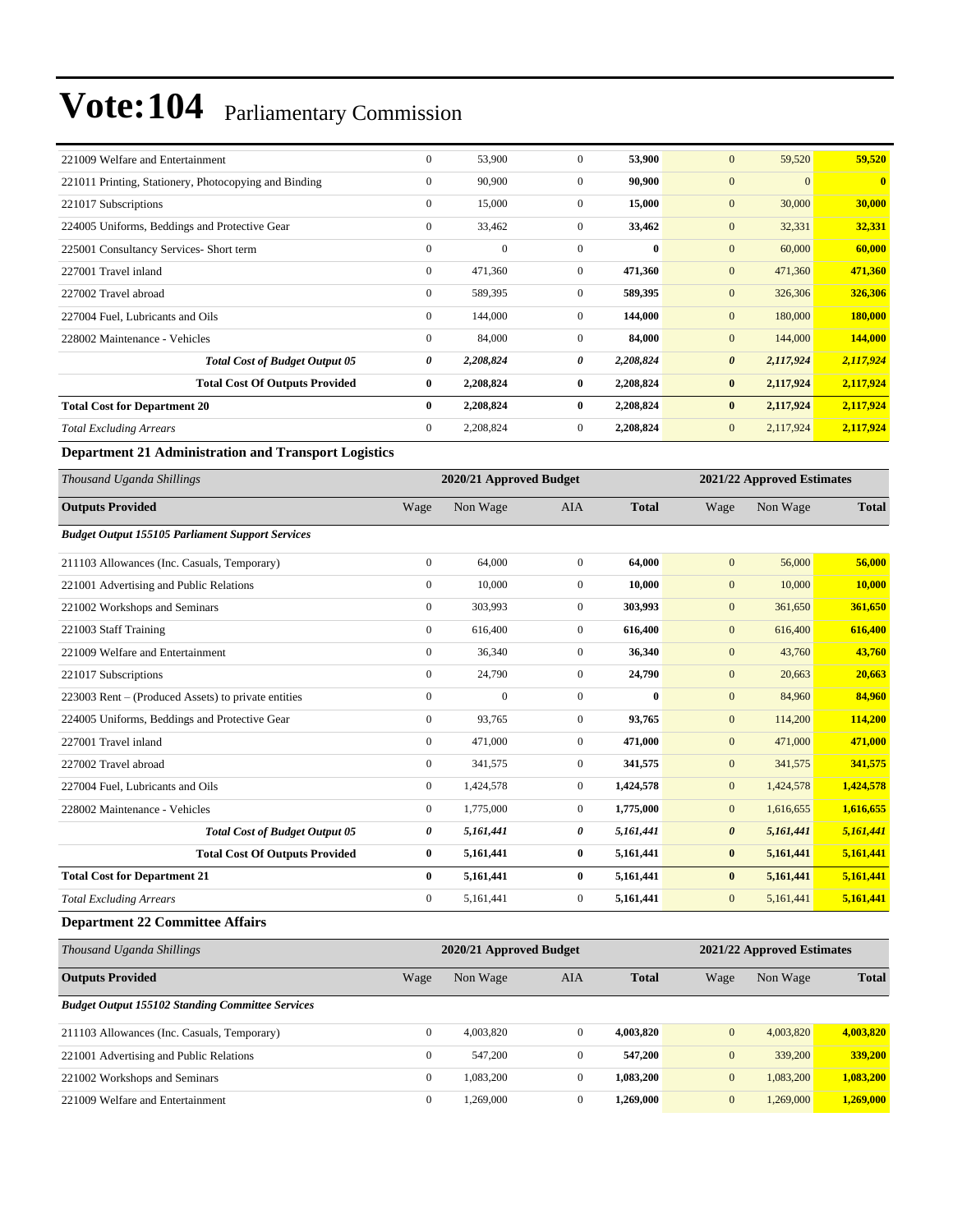# Vote:104 Parliamentary Commission

| | Wage | Non Wage | AIA | Total | Wage | Non Wage | Total |
|---|---|---|---|---|---|---|---|
| 221009 Welfare and Entertainment | 0 | 53,900 | 0 | **53,900** | 0 | 59,520 | **59,520** |
| 221011 Printing, Stationery, Photocopying and Binding | 0 | 90,900 | 0 | **90,900** | 0 | 0 | **0** |
| 221017 Subscriptions | 0 | 15,000 | 0 | **15,000** | 0 | 30,000 | **30,000** |
| 224005 Uniforms, Beddings and Protective Gear | 0 | 33,462 | 0 | **33,462** | 0 | 32,331 | **32,331** |
| 225001 Consultancy Services- Short term | 0 | 0 | 0 | **0** | 0 | 60,000 | **60,000** |
| 227001 Travel inland | 0 | 471,360 | 0 | **471,360** | 0 | 471,360 | **471,360** |
| 227002 Travel abroad | 0 | 589,395 | 0 | **589,395** | 0 | 326,306 | **326,306** |
| 227004 Fuel, Lubricants and Oils | 0 | 144,000 | 0 | **144,000** | 0 | 180,000 | **180,000** |
| 228002 Maintenance - Vehicles | 0 | 84,000 | 0 | **84,000** | 0 | 144,000 | **144,000** |
| ***Total Cost of Budget Output 05*** | ***0*** | ***2,208,824*** | ***0*** | ***2,208,824*** | ***0*** | ***2,117,924*** | ***2,117,924*** |
| **Total Cost Of Outputs Provided** | **0** | **2,208,824** | **0** | **2,208,824** | **0** | **2,117,924** | **2,117,924** |
| **Total Cost for Department 20** | **0** | **2,208,824** | **0** | **2,208,824** | **0** | **2,117,924** | **2,117,924** |
| *Total Excluding Arrears* | 0 | 2,208,824 | 0 | **2,208,824** | 0 | 2,117,924 | **2,117,924** |

### Department 21 Administration and Transport Logistics

| *Thousand Uganda Shillings* | | 2020/21 Approved Budget | | | | 2021/22 Approved Estimates | |
|---|---|---|---|---|---|---|---|
| **Outputs Provided** | Wage | Non Wage | AIA | **Total** | Wage | Non Wage | **Total** |
| ***Budget Output 155105 Parliament Support Services*** | | | | | | | |
| 211103 Allowances (Inc. Casuals, Temporary) | 0 | 64,000 | 0 | **64,000** | 0 | 56,000 | **56,000** |
| 221001 Advertising and Public Relations | 0 | 10,000 | 0 | **10,000** | 0 | 10,000 | **10,000** |
| 221002 Workshops and Seminars | 0 | 303,993 | 0 | **303,993** | 0 | 361,650 | **361,650** |
| 221003 Staff Training | 0 | 616,400 | 0 | **616,400** | 0 | 616,400 | **616,400** |
| 221009 Welfare and Entertainment | 0 | 36,340 | 0 | **36,340** | 0 | 43,760 | **43,760** |
| 221017 Subscriptions | 0 | 24,790 | 0 | **24,790** | 0 | 20,663 | **20,663** |
| 223003 Rent – (Produced Assets) to private entities | 0 | 0 | 0 | **0** | 0 | 84,960 | **84,960** |
| 224005 Uniforms, Beddings and Protective Gear | 0 | 93,765 | 0 | **93,765** | 0 | 114,200 | **114,200** |
| 227001 Travel inland | 0 | 471,000 | 0 | **471,000** | 0 | 471,000 | **471,000** |
| 227002 Travel abroad | 0 | 341,575 | 0 | **341,575** | 0 | 341,575 | **341,575** |
| 227004 Fuel, Lubricants and Oils | 0 | 1,424,578 | 0 | **1,424,578** | 0 | 1,424,578 | **1,424,578** |
| 228002 Maintenance - Vehicles | 0 | 1,775,000 | 0 | **1,775,000** | 0 | 1,616,655 | **1,616,655** |
| ***Total Cost of Budget Output 05*** | ***0*** | ***5,161,441*** | ***0*** | ***5,161,441*** | ***0*** | ***5,161,441*** | ***5,161,441*** |
| **Total Cost Of Outputs Provided** | **0** | **5,161,441** | **0** | **5,161,441** | **0** | **5,161,441** | **5,161,441** |
| **Total Cost for Department 21** | **0** | **5,161,441** | **0** | **5,161,441** | **0** | **5,161,441** | **5,161,441** |
| *Total Excluding Arrears* | 0 | 5,161,441 | 0 | **5,161,441** | 0 | 5,161,441 | **5,161,441** |

### Department 22 Committee Affairs

| *Thousand Uganda Shillings* | | 2020/21 Approved Budget | | | | 2021/22 Approved Estimates | |
|---|---|---|---|---|---|---|---|
| **Outputs Provided** | Wage | Non Wage | AIA | **Total** | Wage | Non Wage | **Total** |
| ***Budget Output 155102 Standing Committee Services*** | | | | | | | |
| 211103 Allowances (Inc. Casuals, Temporary) | 0 | 4,003,820 | 0 | **4,003,820** | 0 | 4,003,820 | **4,003,820** |
| 221001 Advertising and Public Relations | 0 | 547,200 | 0 | **547,200** | 0 | 339,200 | **339,200** |
| 221002 Workshops and Seminars | 0 | 1,083,200 | 0 | **1,083,200** | 0 | 1,083,200 | **1,083,200** |
| 221009 Welfare and Entertainment | 0 | 1,269,000 | 0 | **1,269,000** | 0 | 1,269,000 | **1,269,000** |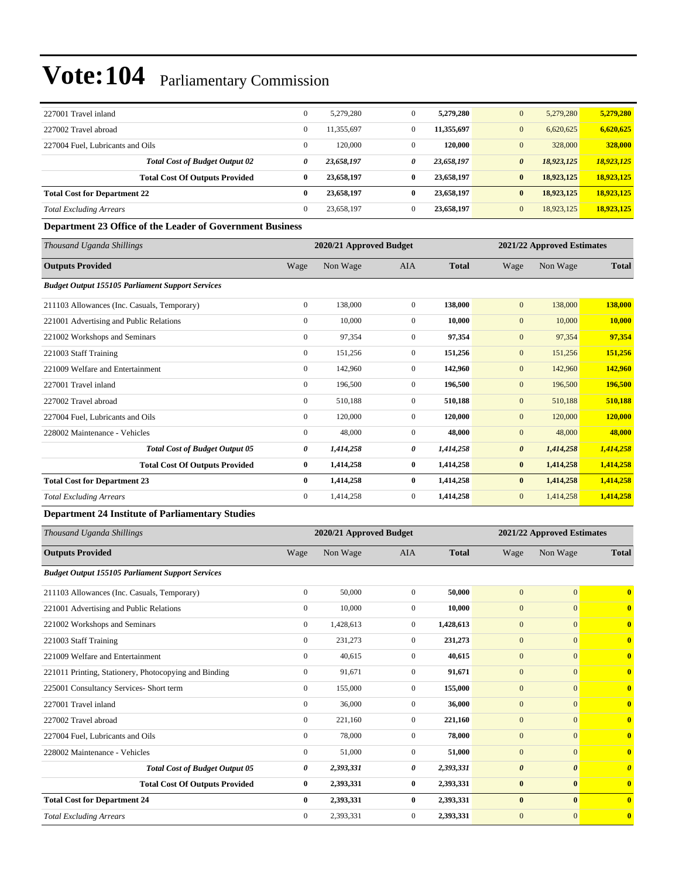| | | | | | | | |
|---|---|---|---|---|---|---|---|
| 227001 Travel inland | 0 | 5,279,280 | 0 | **5,279,280** | 0 | 5,279,280 | **5,279,280** |
| 227002 Travel abroad | 0 | 11,355,697 | 0 | **11,355,697** | 0 | 6,620,625 | **6,620,625** |
| 227004 Fuel, Lubricants and Oils | 0 | 120,000 | 0 | **120,000** | 0 | 328,000 | **328,000** |
| ***Total Cost of Budget Output 02*** | ***0*** | ***23,658,197*** | ***0*** | ***23,658,197*** | ***0*** | ***18,923,125*** | ***18,923,125*** |
| **Total Cost Of Outputs Provided** | **0** | **23,658,197** | **0** | **23,658,197** | **0** | **18,923,125** | **18,923,125** |
| **Total Cost for Department 22** | **0** | **23,658,197** | **0** | **23,658,197** | **0** | **18,923,125** | **18,923,125** |
| *Total Excluding Arrears* | 0 | 23,658,197 | 0 | **23,658,197** | 0 | 18,923,125 | **18,923,125** |

**Department 23 Office of the Leader of Government Business**

| *Thousand Uganda Shillings* | 2020/21 Approved Budget | | | | 2021/22 Approved Estimates | | |
|---|---|---|---|---|---|---|---|
| **Outputs Provided** | Wage | Non Wage | AIA | **Total** | Wage | Non Wage | **Total** |
| ***Budget Output 155105 Parliament Support Services*** | | | | | | | |
| 211103 Allowances (Inc. Casuals, Temporary) | 0 | 138,000 | 0 | **138,000** | 0 | 138,000 | **138,000** |
| 221001 Advertising and Public Relations | 0 | 10,000 | 0 | **10,000** | 0 | 10,000 | **10,000** |
| 221002 Workshops and Seminars | 0 | 97,354 | 0 | **97,354** | 0 | 97,354 | **97,354** |
| 221003 Staff Training | 0 | 151,256 | 0 | **151,256** | 0 | 151,256 | **151,256** |
| 221009 Welfare and Entertainment | 0 | 142,960 | 0 | **142,960** | 0 | 142,960 | **142,960** |
| 227001 Travel inland | 0 | 196,500 | 0 | **196,500** | 0 | 196,500 | **196,500** |
| 227002 Travel abroad | 0 | 510,188 | 0 | **510,188** | 0 | 510,188 | **510,188** |
| 227004 Fuel, Lubricants and Oils | 0 | 120,000 | 0 | **120,000** | 0 | 120,000 | **120,000** |
| 228002 Maintenance - Vehicles | 0 | 48,000 | 0 | **48,000** | 0 | 48,000 | **48,000** |
| ***Total Cost of Budget Output 05*** | ***0*** | ***1,414,258*** | ***0*** | ***1,414,258*** | ***0*** | ***1,414,258*** | ***1,414,258*** |
| **Total Cost Of Outputs Provided** | **0** | **1,414,258** | **0** | **1,414,258** | **0** | **1,414,258** | **1,414,258** |
| **Total Cost for Department 23** | **0** | **1,414,258** | **0** | **1,414,258** | **0** | **1,414,258** | **1,414,258** |
| *Total Excluding Arrears* | 0 | 1,414,258 | 0 | **1,414,258** | 0 | 1,414,258 | **1,414,258** |

**Department 24 Institute of Parliamentary Studies**

| *Thousand Uganda Shillings* | 2020/21 Approved Budget | | | | 2021/22 Approved Estimates | | |
|---|---|---|---|---|---|---|---|
| **Outputs Provided** | Wage | Non Wage | AIA | **Total** | Wage | Non Wage | **Total** |
| ***Budget Output 155105 Parliament Support Services*** | | | | | | | |
| 211103 Allowances (Inc. Casuals, Temporary) | 0 | 50,000 | 0 | **50,000** | 0 | 0 | **0** |
| 221001 Advertising and Public Relations | 0 | 10,000 | 0 | **10,000** | 0 | 0 | **0** |
| 221002 Workshops and Seminars | 0 | 1,428,613 | 0 | **1,428,613** | 0 | 0 | **0** |
| 221003 Staff Training | 0 | 231,273 | 0 | **231,273** | 0 | 0 | **0** |
| 221009 Welfare and Entertainment | 0 | 40,615 | 0 | **40,615** | 0 | 0 | **0** |
| 221011 Printing, Stationery, Photocopying and Binding | 0 | 91,671 | 0 | **91,671** | 0 | 0 | **0** |
| 225001 Consultancy Services- Short term | 0 | 155,000 | 0 | **155,000** | 0 | 0 | **0** |
| 227001 Travel inland | 0 | 36,000 | 0 | **36,000** | 0 | 0 | **0** |
| 227002 Travel abroad | 0 | 221,160 | 0 | **221,160** | 0 | 0 | **0** |
| 227004 Fuel, Lubricants and Oils | 0 | 78,000 | 0 | **78,000** | 0 | 0 | **0** |
| 228002 Maintenance - Vehicles | 0 | 51,000 | 0 | **51,000** | 0 | 0 | **0** |
| ***Total Cost of Budget Output 05*** | ***0*** | ***2,393,331*** | ***0*** | ***2,393,331*** | ***0*** | ***0*** | ***0*** |
| **Total Cost Of Outputs Provided** | **0** | **2,393,331** | **0** | **2,393,331** | **0** | **0** | **0** |
| **Total Cost for Department 24** | **0** | **2,393,331** | **0** | **2,393,331** | **0** | **0** | **0** |
| *Total Excluding Arrears* | 0 | 2,393,331 | 0 | **2,393,331** | 0 | 0 | **0** |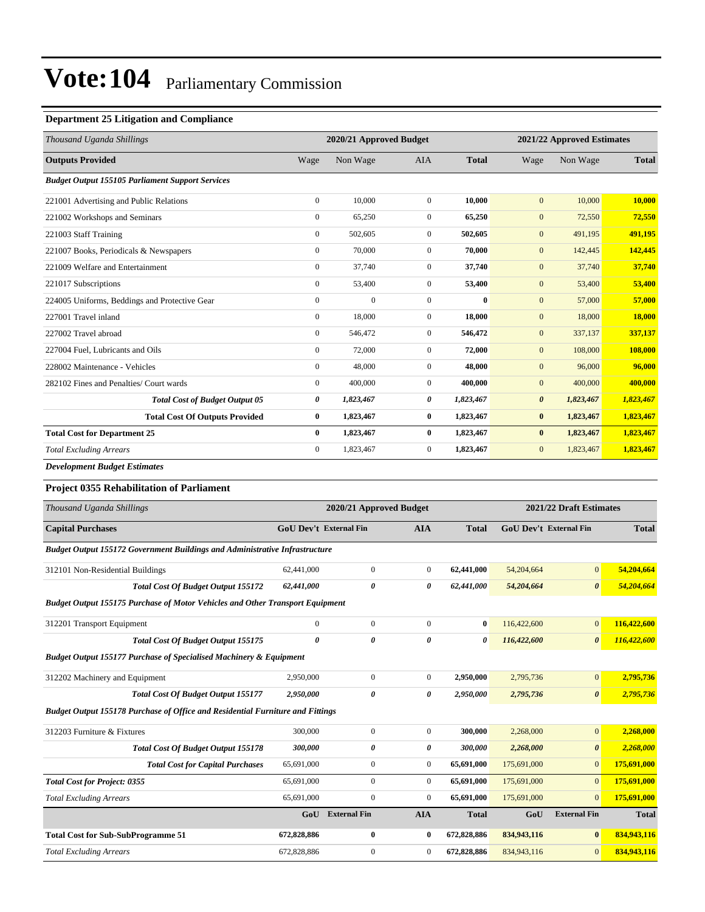# Vote:104 Parliamentary Commission

### Department 25 Litigation and Compliance

| *Thousand Uganda Shillings* | 2020/21 Approved Budget | | | | 2021/22 Approved Estimates | | |
|---|---|---|---|---|---|---|---|
| **Outputs Provided** | Wage | Non Wage | AIA | **Total** | Wage | Non Wage | **Total** |
| ***Budget Output 155105 Parliament Support Services*** | | | | | | | |
| 221001 Advertising and Public Relations | 0 | 10,000 | 0 | **10,000** | 0 | 10,000 | **10,000** |
| 221002 Workshops and Seminars | 0 | 65,250 | 0 | **65,250** | 0 | 72,550 | **72,550** |
| 221003 Staff Training | 0 | 502,605 | 0 | **502,605** | 0 | 491,195 | **491,195** |
| 221007 Books, Periodicals & Newspapers | 0 | 70,000 | 0 | **70,000** | 0 | 142,445 | **142,445** |
| 221009 Welfare and Entertainment | 0 | 37,740 | 0 | **37,740** | 0 | 37,740 | **37,740** |
| 221017 Subscriptions | 0 | 53,400 | 0 | **53,400** | 0 | 53,400 | **53,400** |
| 224005 Uniforms, Beddings and Protective Gear | 0 | 0 | 0 | **0** | 0 | 57,000 | **57,000** |
| 227001 Travel inland | 0 | 18,000 | 0 | **18,000** | 0 | 18,000 | **18,000** |
| 227002 Travel abroad | 0 | 546,472 | 0 | **546,472** | 0 | 337,137 | **337,137** |
| 227004 Fuel, Lubricants and Oils | 0 | 72,000 | 0 | **72,000** | 0 | 108,000 | **108,000** |
| 228002 Maintenance - Vehicles | 0 | 48,000 | 0 | **48,000** | 0 | 96,000 | **96,000** |
| 282102 Fines and Penalties/ Court wards | 0 | 400,000 | 0 | **400,000** | 0 | 400,000 | **400,000** |
| ***Total Cost of Budget Output 05*** | ***0*** | ***1,823,467*** | ***0*** | ***1,823,467*** | ***0*** | ***1,823,467*** | ***1,823,467*** |
| **Total Cost Of Outputs Provided** | **0** | **1,823,467** | **0** | **1,823,467** | **0** | **1,823,467** | **1,823,467** |
| **Total Cost for Department 25** | **0** | **1,823,467** | **0** | **1,823,467** | **0** | **1,823,467** | **1,823,467** |
| *Total Excluding Arrears* | 0 | 1,823,467 | 0 | **1,823,467** | 0 | 1,823,467 | **1,823,467** |

***Development Budget Estimates***

### Project 0355 Rehabilitation of Parliament

| *Thousand Uganda Shillings* | 2020/21 Approved Budget | | | | 2021/22 Draft Estimates | | |
|---|---|---|---|---|---|---|---|
| **Capital Purchases** | **GoU Dev't** | **External Fin** | **AIA** | **Total** | **GoU Dev't** | **External Fin** | **Total** |
| ***Budget Output 155172 Government Buildings and Administrative Infrastructure*** | | | | | | | |
| 312101 Non-Residential Buildings | 62,441,000 | 0 | 0 | **62,441,000** | 54,204,664 | 0 | **54,204,664** |
| ***Total Cost Of Budget Output 155172*** | ***62,441,000*** | ***0*** | ***0*** | ***62,441,000*** | ***54,204,664*** | ***0*** | ***54,204,664*** |
| ***Budget Output 155175 Purchase of Motor Vehicles and Other Transport Equipment*** | | | | | | | |
| 312201 Transport Equipment | 0 | 0 | 0 | **0** | 116,422,600 | 0 | **116,422,600** |
| ***Total Cost Of Budget Output 155175*** | ***0*** | ***0*** | ***0*** | ***0*** | ***116,422,600*** | ***0*** | ***116,422,600*** |
| ***Budget Output 155177 Purchase of Specialised Machinery & Equipment*** | | | | | | | |
| 312202 Machinery and Equipment | 2,950,000 | 0 | 0 | **2,950,000** | 2,795,736 | 0 | **2,795,736** |
| ***Total Cost Of Budget Output 155177*** | ***2,950,000*** | ***0*** | ***0*** | ***2,950,000*** | ***2,795,736*** | ***0*** | ***2,795,736*** |
| ***Budget Output 155178 Purchase of Office and Residential Furniture and Fittings*** | | | | | | | |
| 312203 Furniture & Fixtures | 300,000 | 0 | 0 | **300,000** | 2,268,000 | 0 | **2,268,000** |
| ***Total Cost Of Budget Output 155178*** | ***300,000*** | ***0*** | ***0*** | ***300,000*** | ***2,268,000*** | ***0*** | ***2,268,000*** |
| ***Total Cost for Capital Purchases*** | 65,691,000 | 0 | 0 | **65,691,000** | 175,691,000 | 0 | **175,691,000** |
| ***Total Cost for Project: 0355*** | 65,691,000 | 0 | 0 | **65,691,000** | 175,691,000 | 0 | **175,691,000** |
| *Total Excluding Arrears* | 65,691,000 | 0 | 0 | **65,691,000** | 175,691,000 | 0 | **175,691,000** |
| | **GoU** | **External Fin** | **AIA** | **Total** | **GoU** | **External Fin** | **Total** |
| **Total Cost for Sub-SubProgramme 51** | **672,828,886** | **0** | **0** | **672,828,886** | **834,943,116** | **0** | **834,943,116** |
| *Total Excluding Arrears* | 672,828,886 | 0 | 0 | **672,828,886** | 834,943,116 | 0 | **834,943,116** |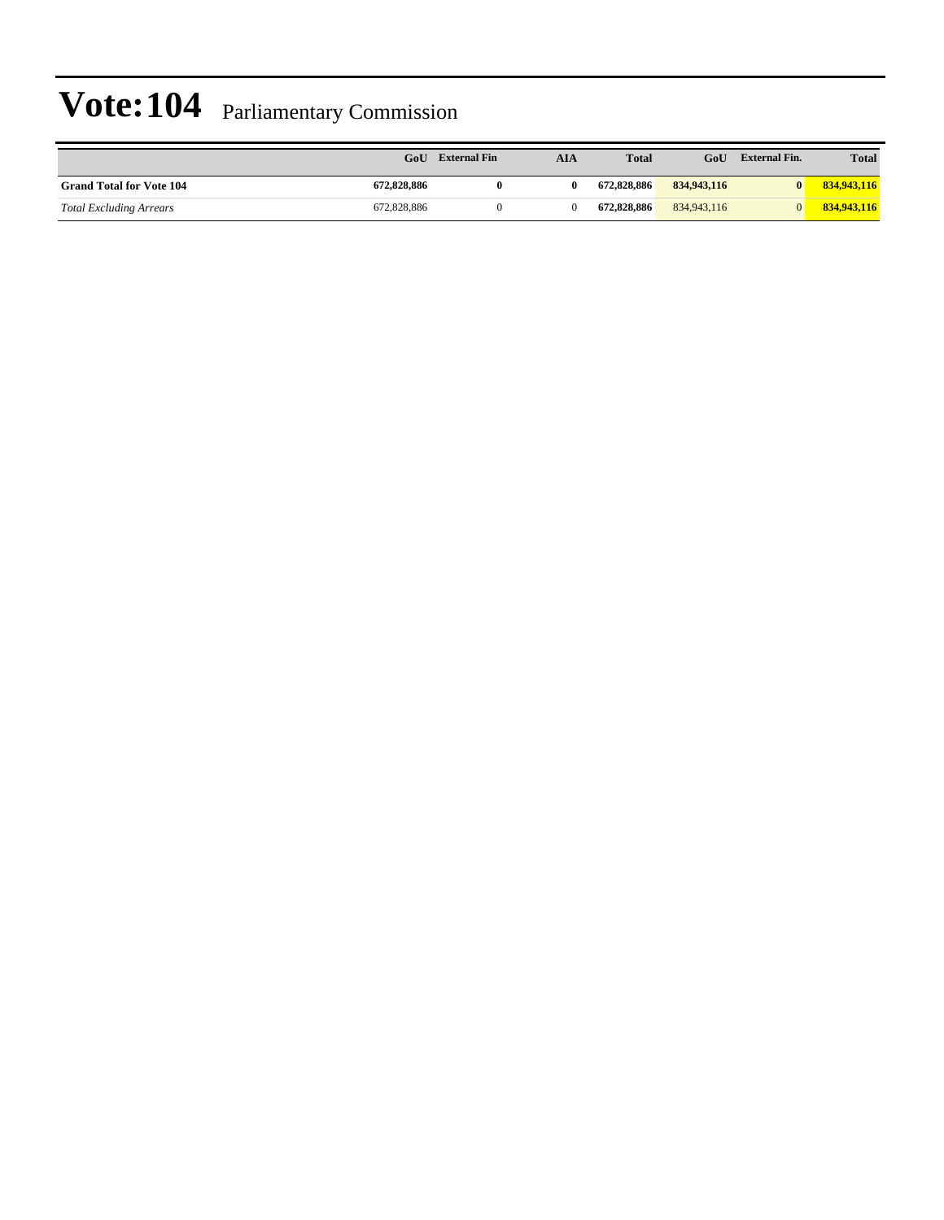# Vote:104 Parliamentary Commission

| | GoU | External Fin | AIA | Total | GoU | External Fin. | Total |
|---|---|---|---|---|---|---|---|
| **Grand Total for Vote 104** | **672,828,886** | **0** | **0** | **672,828,886** | **834,943,116** | **0** | **834,943,116** |
| *Total Excluding Arrears* | 672,828,886 | 0 | 0 | **672,828,886** | 834,943,116 | 0 | **834,943,116** |